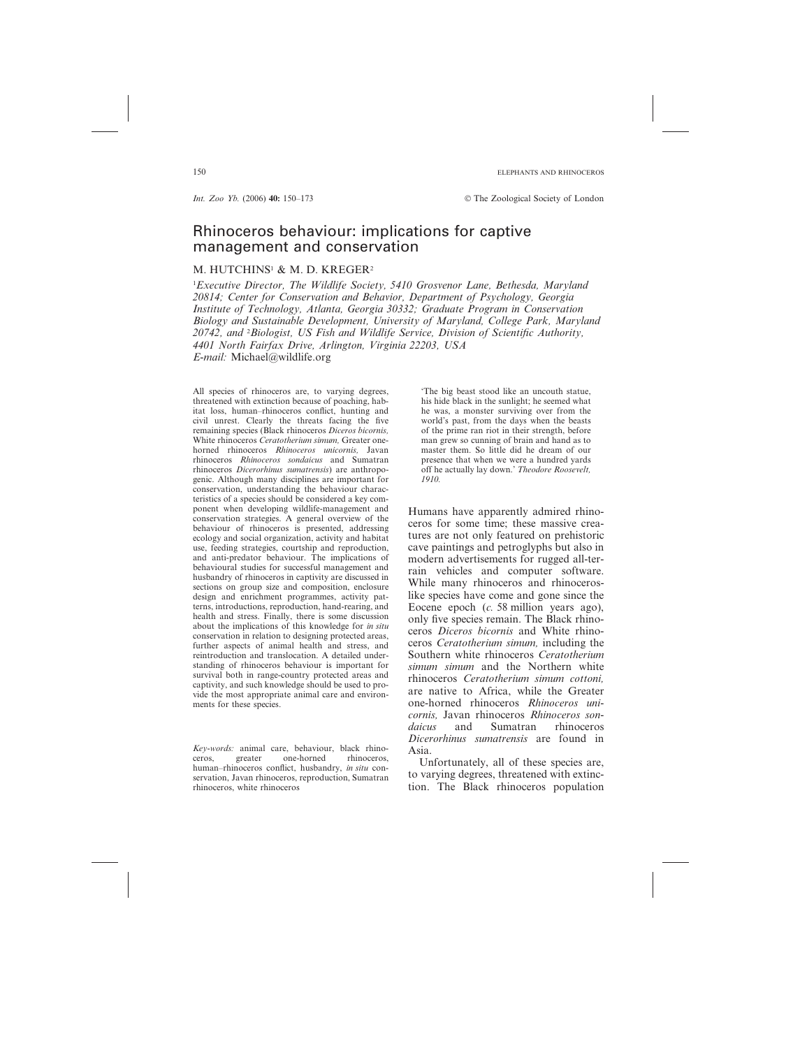# Rhinoceros behaviour: implications for captive management and conservation

M. HUTCHINS[1] & M. D. KREGER[2]

[1]*Executive Director, The Wildlife Society, 5410 Grosvenor Lane, Bethesda, Maryland 20814; Center for Conservation and Behavior, Department of Psychology, Georgia Institute of Technology, Atlanta, Georgia 30332; Graduate Program in Conservation Biology and Sustainable Development, University of Maryland, College Park, Maryland 20742, and* [2]*Biologist, US Fish and Wildlife Service, Division of Scientific Authority, 4401 North Fairfax Drive, Arlington, Virginia 22203, USA*
*E-mail:* Michael@wildlife.org

All species of rhinoceros are, to varying degrees, threatened with extinction because of poaching, habitat loss, human–rhinoceros conflict, hunting and civil unrest. Clearly the threats facing the five remaining species (Black rhinoceros *Diceros bicornis,* White rhinoceros *Ceratotherium simum,* Greater one-horned rhinoceros *Rhinoceros unicornis,* Javan rhinoceros *Rhinoceros sondaicus* and Sumatran rhinoceros *Dicerorhinus sumatrensis*) are anthropogenic. Although many disciplines are important for conservation, understanding the behaviour characteristics of a species should be considered a key component when developing wildlife-management and conservation strategies. A general overview of the behaviour of rhinoceros is presented, addressing ecology and social organization, activity and habitat use, feeding strategies, courtship and reproduction, and anti-predator behaviour. The implications of behavioural studies for successful management and husbandry of rhinoceros in captivity are discussed in sections on group size and composition, enclosure design and enrichment programmes, activity patterns, introductions, reproduction, hand-rearing, and health and stress. Finally, there is some discussion about the implications of this knowledge for *in situ* conservation in relation to designing protected areas, further aspects of animal health and stress, and reintroduction and translocation. A detailed understanding of rhinoceros behaviour is important for survival both in range-country protected areas and captivity, and such knowledge should be used to provide the most appropriate animal care and environments for these species.

*Key-words:* animal care, behaviour, black rhinoceros, greater one-horned rhinoceros, human–rhinoceros conflict, husbandry, *in situ* conservation, Javan rhinoceros, reproduction, Sumatran rhinoceros, white rhinoceros

'The big beast stood like an uncouth statue, his hide black in the sunlight; he seemed what he was, a monster surviving over from the world's past, from the days when the beasts of the prime ran riot in their strength, before man grew so cunning of brain and hand as to master them. So little did he dream of our presence that when we were a hundred yards off he actually lay down.' *Theodore Roosevelt, 1910.*

Humans have apparently admired rhinoceros for some time; these massive creatures are not only featured on prehistoric cave paintings and petroglyphs but also in modern advertisements for rugged all-terrain vehicles and computer software. While many rhinoceros and rhinoceros-like species have come and gone since the Eocene epoch (*c.* 58 million years ago), only five species remain. The Black rhinoceros *Diceros bicornis* and White rhinoceros *Ceratotherium simum,* including the Southern white rhinoceros *Ceratotherium simum simum* and the Northern white rhinoceros *Ceratotherium simum cottoni,* are native to Africa, while the Greater one-horned rhinoceros *Rhinoceros unicornis,* Javan rhinoceros *Rhinoceros sondaicus* and Sumatran rhinoceros *Dicerorhinus sumatrensis* are found in Asia.

Unfortunately, all of these species are, to varying degrees, threatened with extinction. The Black rhinoceros population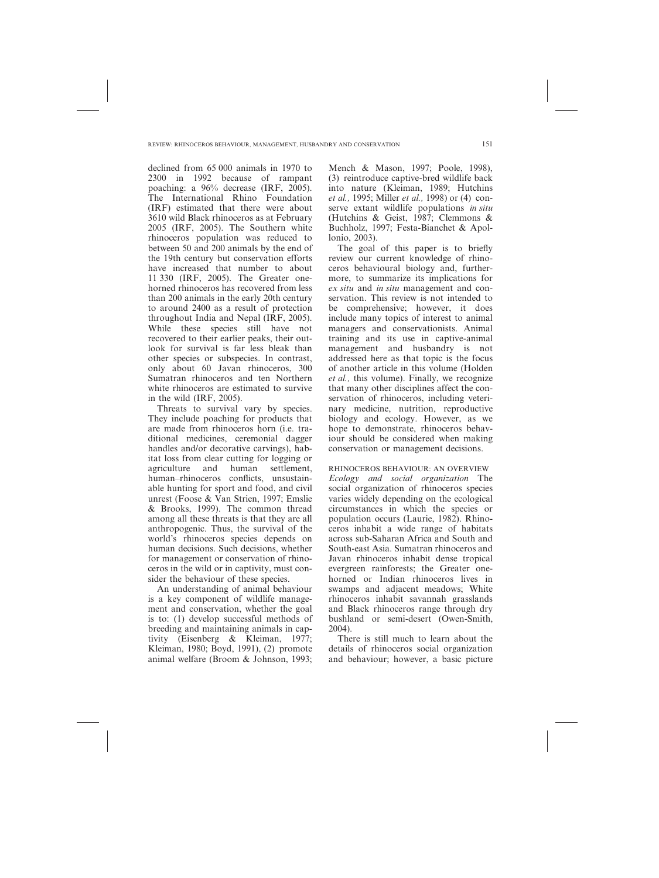declined from 65 000 animals in 1970 to 2300 in 1992 because of rampant poaching: a 96% decrease (IRF, 2005). The International Rhino Foundation (IRF) estimated that there were about 3610 wild Black rhinoceros as at February 2005 (IRF, 2005). The Southern white rhinoceros population was reduced to between 50 and 200 animals by the end of the 19th century but conservation efforts have increased that number to about 11 330 (IRF, 2005). The Greater one-horned rhinoceros has recovered from less than 200 animals in the early 20th century to around 2400 as a result of protection throughout India and Nepal (IRF, 2005). While these species still have not recovered to their earlier peaks, their outlook for survival is far less bleak than other species or subspecies. In contrast, only about 60 Javan rhinoceros, 300 Sumatran rhinoceros and ten Northern white rhinoceros are estimated to survive in the wild (IRF, 2005).

Threats to survival vary by species. They include poaching for products that are made from rhinoceros horn (i.e. traditional medicines, ceremonial dagger handles and/or decorative carvings), habitat loss from clear cutting for logging or agriculture and human settlement, human–rhinoceros conflicts, unsustainable hunting for sport and food, and civil unrest (Foose & Van Strien, 1997; Emslie & Brooks, 1999). The common thread among all these threats is that they are all anthropogenic. Thus, the survival of the world's rhinoceros species depends on human decisions. Such decisions, whether for management or conservation of rhinoceros in the wild or in captivity, must consider the behaviour of these species.

An understanding of animal behaviour is a key component of wildlife management and conservation, whether the goal is to: (1) develop successful methods of breeding and maintaining animals in captivity (Eisenberg & Kleiman, 1977; Kleiman, 1980; Boyd, 1991), (2) promote animal welfare (Broom & Johnson, 1993; Mench & Mason, 1997; Poole, 1998), (3) reintroduce captive-bred wildlife back into nature (Kleiman, 1989; Hutchins *et al.,* 1995; Miller *et al.,* 1998) or (4) conserve extant wildlife populations *in situ* (Hutchins & Geist, 1987; Clemmons & Buchholz, 1997; Festa-Bianchet & Apollonio, 2003).

The goal of this paper is to briefly review our current knowledge of rhinoceros behavioural biology and, furthermore, to summarize its implications for *ex situ* and *in situ* management and conservation. This review is not intended to be comprehensive; however, it does include many topics of interest to animal managers and conservationists. Animal training and its use in captive-animal management and husbandry is not addressed here as that topic is the focus of another article in this volume (Holden *et al.,* this volume). Finally, we recognize that many other disciplines affect the conservation of rhinoceros, including veterinary medicine, nutrition, reproductive biology and ecology. However, as we hope to demonstrate, rhinoceros behaviour should be considered when making conservation or management decisions.

## RHINOCEROS BEHAVIOUR: AN OVERVIEW

*Ecology and social organization* The social organization of rhinoceros species varies widely depending on the ecological circumstances in which the species or population occurs (Laurie, 1982). Rhinoceros inhabit a wide range of habitats across sub-Saharan Africa and South and South-east Asia. Sumatran rhinoceros and Javan rhinoceros inhabit dense tropical evergreen rainforests; the Greater one-horned or Indian rhinoceros lives in swamps and adjacent meadows; White rhinoceros inhabit savannah grasslands and Black rhinoceros range through dry bushland or semi-desert (Owen-Smith, 2004).

There is still much to learn about the details of rhinoceros social organization and behaviour; however, a basic picture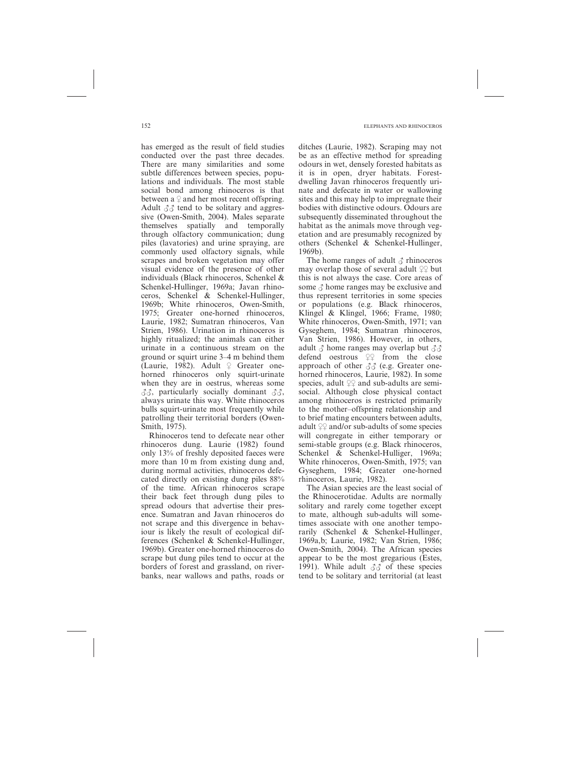has emerged as the result of field studies conducted over the past three decades. There are many similarities and some subtle differences between species, populations and individuals. The most stable social bond among rhinoceros is that between a ♀ and her most recent offspring. Adult ♂♂ tend to be solitary and aggressive (Owen-Smith, 2004). Males separate themselves spatially and temporally through olfactory communication; dung piles (lavatories) and urine spraying, are commonly used olfactory signals, while scrapes and broken vegetation may offer visual evidence of the presence of other individuals (Black rhinoceros, Schenkel & Schenkel-Hullinger, 1969a; Javan rhinoceros, Schenkel & Schenkel-Hullinger, 1969b; White rhinoceros, Owen-Smith, 1975; Greater one-horned rhinoceros, Laurie, 1982; Sumatran rhinoceros, Van Strien, 1986). Urination in rhinoceros is highly ritualized; the animals can either urinate in a continuous stream on the ground or squirt urine 3–4 m behind them (Laurie, 1982). Adult ♀ Greater one-horned rhinoceros only squirt-urinate when they are in oestrus, whereas some ♂♂, particularly socially dominant ♂♂, always urinate this way. White rhinoceros bulls squirt-urinate most frequently while patrolling their territorial borders (Owen-Smith, 1975).

Rhinoceros tend to defecate near other rhinoceros dung. Laurie (1982) found only 13% of freshly deposited faeces were more than 10 m from existing dung and, during normal activities, rhinoceros defecated directly on existing dung piles 88% of the time. African rhinoceros scrape their back feet through dung piles to spread odours that advertise their presence. Sumatran and Javan rhinoceros do not scrape and this divergence in behaviour is likely the result of ecological differences (Schenkel & Schenkel-Hullinger, 1969b). Greater one-horned rhinoceros do scrape but dung piles tend to occur at the borders of forest and grassland, on riverbanks, near wallows and paths, roads or ditches (Laurie, 1982). Scraping may not be as an effective method for spreading odours in wet, densely forested habitats as it is in open, dryer habitats. Forest-dwelling Javan rhinoceros frequently urinate and defecate in water or wallowing sites and this may help to impregnate their bodies with distinctive odours. Odours are subsequently disseminated throughout the habitat as the animals move through vegetation and are presumably recognized by others (Schenkel & Schenkel-Hullinger, 1969b).

The home ranges of adult ♂ rhinoceros may overlap those of several adult ♀♀ but this is not always the case. Core areas of some ♂ home ranges may be exclusive and thus represent territories in some species or populations (e.g. Black rhinoceros, Klingel & Klingel, 1966; Frame, 1980; White rhinoceros, Owen-Smith, 1971; van Gyseghem, 1984; Sumatran rhinoceros, Van Strien, 1986). However, in others, adult ♂ home ranges may overlap but ♂♂ defend oestrous ♀♀ from the close approach of other ♂♂ (e.g. Greater one-horned rhinoceros, Laurie, 1982). In some species, adult ♀♀ and sub-adults are semi-social. Although close physical contact among rhinoceros is restricted primarily to the mother–offspring relationship and to brief mating encounters between adults, adult ♀♀ and/or sub-adults of some species will congregate in either temporary or semi-stable groups (e.g. Black rhinoceros, Schenkel & Schenkel-Hulliger, 1969a; White rhinoceros, Owen-Smith, 1975; van Gyseghem, 1984; Greater one-horned rhinoceros, Laurie, 1982).

The Asian species are the least social of the Rhinocerotidae. Adults are normally solitary and rarely come together except to mate, although sub-adults will sometimes associate with one another temporarily (Schenkel & Schenkel-Hullinger, 1969a,b; Laurie, 1982; Van Strien, 1986; Owen-Smith, 2004). The African species appear to be the most gregarious (Estes, 1991). While adult ♂♂ of these species tend to be solitary and territorial (at least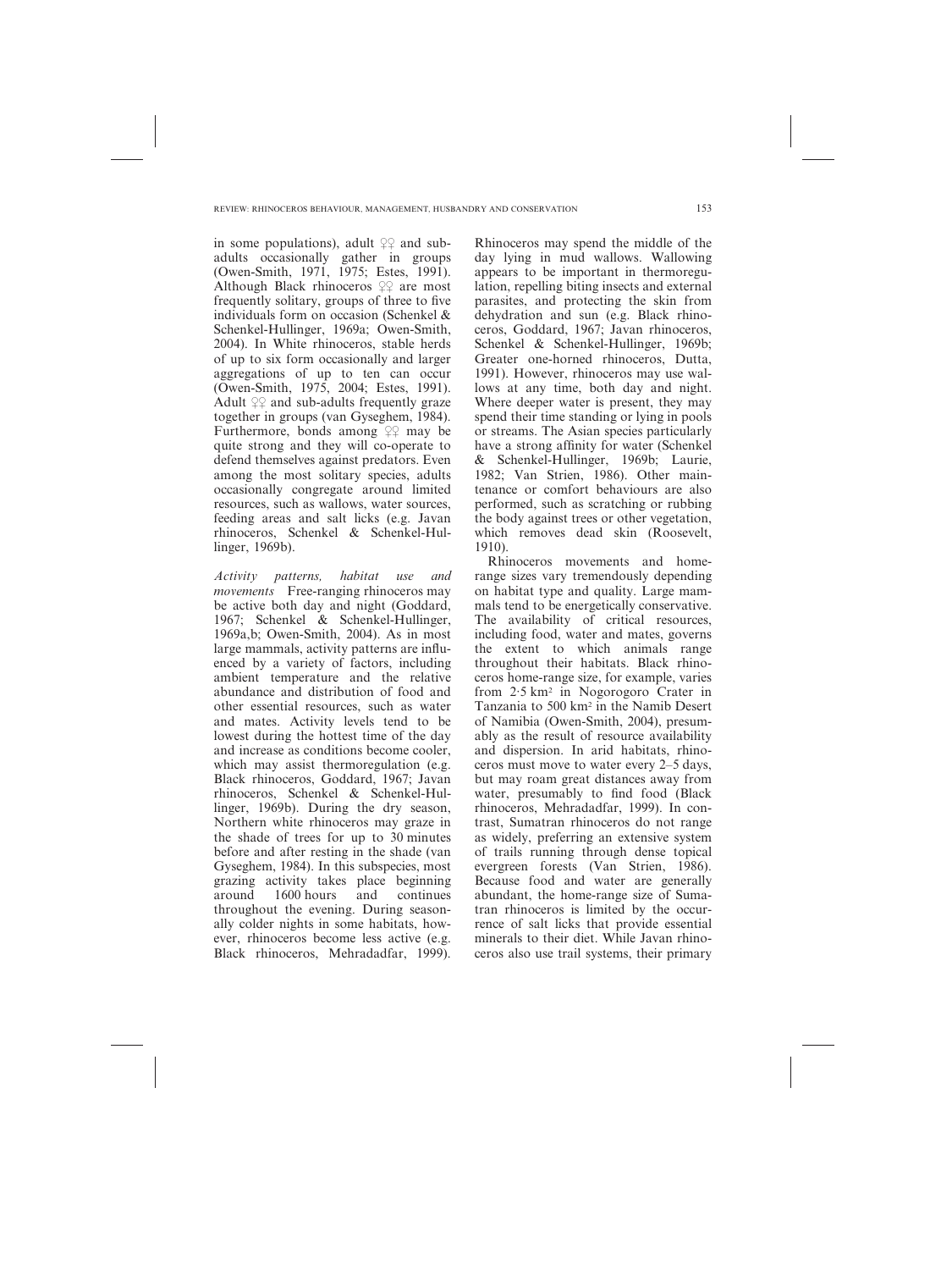in some populations), adult ♀♀ and sub-adults occasionally gather in groups (Owen-Smith, 1971, 1975; Estes, 1991). Although Black rhinoceros ♀♀ are most frequently solitary, groups of three to five individuals form on occasion (Schenkel & Schenkel-Hullinger, 1969a; Owen-Smith, 2004). In White rhinoceros, stable herds of up to six form occasionally and larger aggregations of up to ten can occur (Owen-Smith, 1975, 2004; Estes, 1991). Adult ♀♀ and sub-adults frequently graze together in groups (van Gyseghem, 1984). Furthermore, bonds among ♀♀ may be quite strong and they will co-operate to defend themselves against predators. Even among the most solitary species, adults occasionally congregate around limited resources, such as wallows, water sources, feeding areas and salt licks (e.g. Javan rhinoceros, Schenkel & Schenkel-Hullinger, 1969b).

*Activity patterns, habitat use and movements* Free-ranging rhinoceros may be active both day and night (Goddard, 1967; Schenkel & Schenkel-Hullinger, 1969a,b; Owen-Smith, 2004). As in most large mammals, activity patterns are influenced by a variety of factors, including ambient temperature and the relative abundance and distribution of food and other essential resources, such as water and mates. Activity levels tend to be lowest during the hottest time of the day and increase as conditions become cooler, which may assist thermoregulation (e.g. Black rhinoceros, Goddard, 1967; Javan rhinoceros, Schenkel & Schenkel-Hullinger, 1969b). During the dry season, Northern white rhinoceros may graze in the shade of trees for up to 30 minutes before and after resting in the shade (van Gyseghem, 1984). In this subspecies, most grazing activity takes place beginning around 1600 hours and continues throughout the evening. During seasonally colder nights in some habitats, however, rhinoceros become less active (e.g. Black rhinoceros, Mehradadfar, 1999). Rhinoceros may spend the middle of the day lying in mud wallows. Wallowing appears to be important in thermoregulation, repelling biting insects and external parasites, and protecting the skin from dehydration and sun (e.g. Black rhinoceros, Goddard, 1967; Javan rhinoceros, Schenkel & Schenkel-Hullinger, 1969b; Greater one-horned rhinoceros, Dutta, 1991). However, rhinoceros may use wallows at any time, both day and night. Where deeper water is present, they may spend their time standing or lying in pools or streams. The Asian species particularly have a strong affinity for water (Schenkel & Schenkel-Hullinger, 1969b; Laurie, 1982; Van Strien, 1986). Other maintenance or comfort behaviours are also performed, such as scratching or rubbing the body against trees or other vegetation, which removes dead skin (Roosevelt, 1910).

Rhinoceros movements and home-range sizes vary tremendously depending on habitat type and quality. Large mammals tend to be energetically conservative. The availability of critical resources, including food, water and mates, governs the extent to which animals range throughout their habitats. Black rhinoceros home-range size, for example, varies from 2·5 km² in Nogorogoro Crater in Tanzania to 500 km² in the Namib Desert of Namibia (Owen-Smith, 2004), presumably as the result of resource availability and dispersion. In arid habitats, rhinoceros must move to water every 2–5 days, but may roam great distances away from water, presumably to find food (Black rhinoceros, Mehradadfar, 1999). In contrast, Sumatran rhinoceros do not range as widely, preferring an extensive system of trails running through dense topical evergreen forests (Van Strien, 1986). Because food and water are generally abundant, the home-range size of Sumatran rhinoceros is limited by the occurrence of salt licks that provide essential minerals to their diet. While Javan rhinoceros also use trail systems, their primary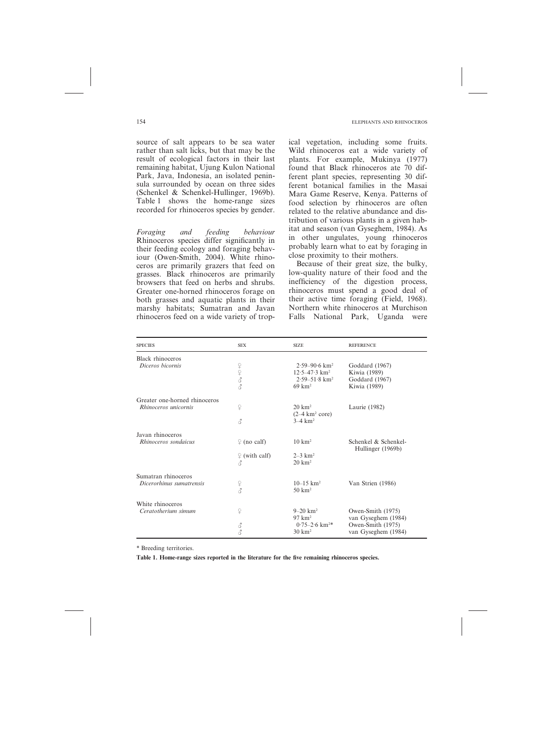source of salt appears to be sea water rather than salt licks, but that may be the result of ecological factors in their last remaining habitat, Ujung Kulon National Park, Java, Indonesia, an isolated peninsula surrounded by ocean on three sides (Schenkel & Schenkel-Hullinger, 1969b). Table 1 shows the home-range sizes recorded for rhinoceros species by gender.

*Foraging and feeding behaviour* Rhinoceros species differ significantly in their feeding ecology and foraging behaviour (Owen-Smith, 2004). White rhinoceros are primarily grazers that feed on grasses. Black rhinoceros are primarily browsers that feed on herbs and shrubs. Greater one-horned rhinoceros forage on both grasses and aquatic plants in their marshy habitats; Sumatran and Javan rhinoceros feed on a wide variety of tropical vegetation, including some fruits. Wild rhinoceros eat a wide variety of plants. For example, Mukinya (1977) found that Black rhinoceros ate 70 different plant species, representing 30 different botanical families in the Masai Mara Game Reserve, Kenya. Patterns of food selection by rhinoceros are often related to the relative abundance and distribution of various plants in a given habitat and season (van Gyseghem, 1984). As in other ungulates, young rhinoceros probably learn what to eat by foraging in close proximity to their mothers.

Because of their great size, the bulky, low-quality nature of their food and the inefficiency of the digestion process, rhinoceros must spend a good deal of their active time foraging (Field, 1968). Northern white rhinoceros at Murchison Falls National Park, Uganda were

| SPECIES | SEX | SIZE | REFERENCE |
|---|---|---|---|
| Black rhinoceros | | | |
| *Diceros bicornis* | ♀ | 2·59–90·6 km² | Goddard (1967) |
| | ♀ | 12·5–47·3 km² | Kiwia (1989) |
| | ♂ | 2·59–51·8 km² | Goddard (1967) |
| | ♂ | 69 km² | Kiwia (1989) |
| Greater one-horned rhinoceros | | | |
| *Rhinoceros unicornis* | ♀ | 20 km² (2–4 km² core) | Laurie (1982) |
| | ♂ | 3–4 km² | |
| Javan rhinoceros | | | |
| *Rhinoceros sondaicus* | ♀ (no calf) | 10 km² | Schenkel & Schenkel-Hullinger (1969b) |
| | ♀ (with calf) | 2–3 km² | |
| | ♂ | 20 km² | |
| Sumatran rhinoceros | | | |
| *Dicerorhinus sumatrensis* | ♀ | 10–15 km² | Van Strien (1986) |
| | ♂ | 50 km² | |
| White rhinoceros | | | |
| *Ceratotherium simum* | ♀ | 9–20 km² | Owen-Smith (1975) |
| | | 97 km² | van Gyseghem (1984) |
| | ♂ | 0·75–2·6 km²* | Owen-Smith (1975) |
| | ♂ | 30 km² | van Gyseghem (1984) |

* Breeding territories.

**Table 1. Home-range sizes reported in the literature for the five remaining rhinoceros species.**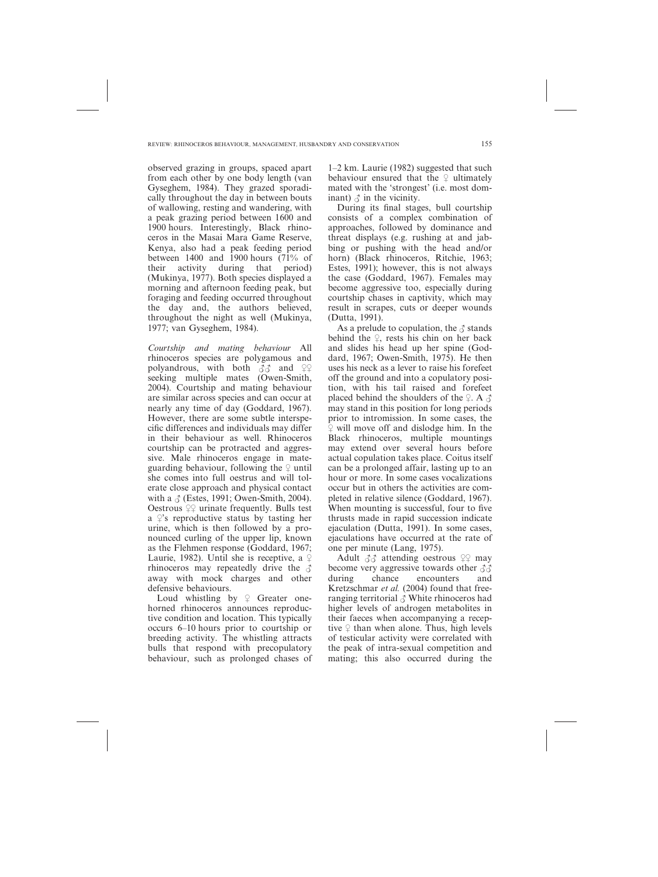observed grazing in groups, spaced apart from each other by one body length (van Gyseghem, 1984). They grazed sporadically throughout the day in between bouts of wallowing, resting and wandering, with a peak grazing period between 1600 and 1900 hours. Interestingly, Black rhinoceros in the Masai Mara Game Reserve, Kenya, also had a peak feeding period between 1400 and 1900 hours (71% of their activity during that period) (Mukinya, 1977). Both species displayed a morning and afternoon feeding peak, but foraging and feeding occurred throughout the day and, the authors believed, throughout the night as well (Mukinya, 1977; van Gyseghem, 1984).

*Courtship and mating behaviour* All rhinoceros species are polygamous and polyandrous, with both ♂♂ and ♀♀ seeking multiple mates (Owen-Smith, 2004). Courtship and mating behaviour are similar across species and can occur at nearly any time of day (Goddard, 1967). However, there are some subtle interspecific differences and individuals may differ in their behaviour as well. Rhinoceros courtship can be protracted and aggressive. Male rhinoceros engage in mate-guarding behaviour, following the ♀ until she comes into full oestrus and will tolerate close approach and physical contact with a ♂ (Estes, 1991; Owen-Smith, 2004). Oestrous ♀♀ urinate frequently. Bulls test a ♀'s reproductive status by tasting her urine, which is then followed by a pronounced curling of the upper lip, known as the Flehmen response (Goddard, 1967; Laurie, 1982). Until she is receptive, a ♀ rhinoceros may repeatedly drive the ♂ away with mock charges and other defensive behaviours.

Loud whistling by ♀ Greater one-horned rhinoceros announces reproductive condition and location. This typically occurs 6–10 hours prior to courtship or breeding activity. The whistling attracts bulls that respond with precopulatory behaviour, such as prolonged chases of 1–2 km. Laurie (1982) suggested that such behaviour ensured that the ♀ ultimately mated with the 'strongest' (i.e. most dominant) ♂ in the vicinity.

During its final stages, bull courtship consists of a complex combination of approaches, followed by dominance and threat displays (e.g. rushing at and jabbing or pushing with the head and/or horn) (Black rhinoceros, Ritchie, 1963; Estes, 1991); however, this is not always the case (Goddard, 1967). Females may become aggressive too, especially during courtship chases in captivity, which may result in scrapes, cuts or deeper wounds (Dutta, 1991).

As a prelude to copulation, the ♂ stands behind the ♀, rests his chin on her back and slides his head up her spine (Goddard, 1967; Owen-Smith, 1975). He then uses his neck as a lever to raise his forefeet off the ground and into a copulatory position, with his tail raised and forefeet placed behind the shoulders of the ♀. A ♂ may stand in this position for long periods prior to intromission. In some cases, the ♀ will move off and dislodge him. In the Black rhinoceros, multiple mountings may extend over several hours before actual copulation takes place. Coitus itself can be a prolonged affair, lasting up to an hour or more. In some cases vocalizations occur but in others the activities are completed in relative silence (Goddard, 1967). When mounting is successful, four to five thrusts made in rapid succession indicate ejaculation (Dutta, 1991). In some cases, ejaculations have occurred at the rate of one per minute (Lang, 1975).

Adult ♂♂ attending oestrous ♀♀ may become very aggressive towards other ♂♂ during chance encounters and Kretzschmar *et al.* (2004) found that free-ranging territorial ♂ White rhinoceros had higher levels of androgen metabolites in their faeces when accompanying a receptive ♀ than when alone. Thus, high levels of testicular activity were correlated with the peak of intra-sexual competition and mating; this also occurred during the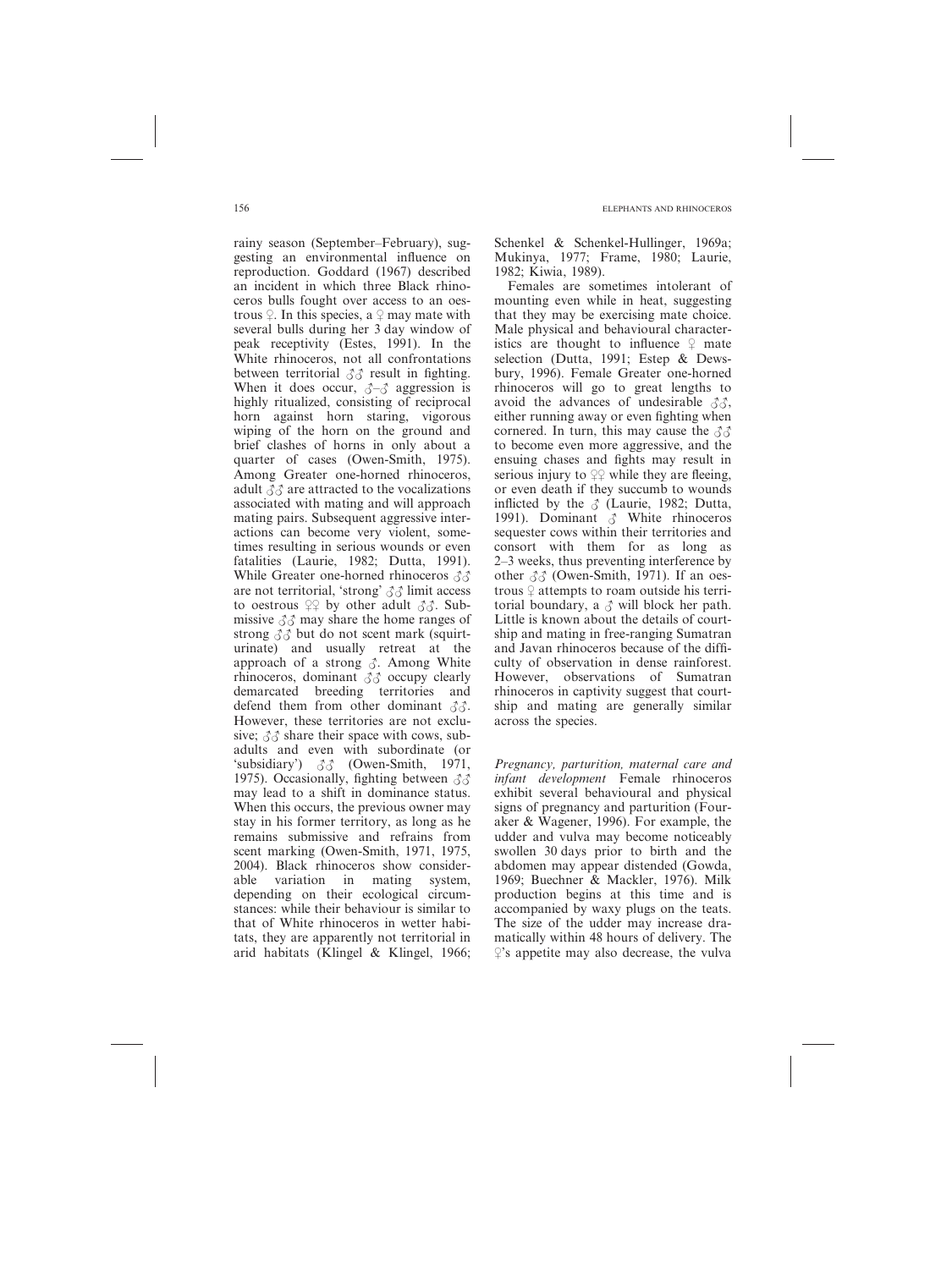rainy season (September–February), suggesting an environmental influence on reproduction. Goddard (1967) described an incident in which three Black rhinoceros bulls fought over access to an oestrous ♀. In this species, a ♀ may mate with several bulls during her 3 day window of peak receptivity (Estes, 1991). In the White rhinoceros, not all confrontations between territorial ♂♂ result in fighting. When it does occur, ♂–♂ aggression is highly ritualized, consisting of reciprocal horn against horn staring, vigorous wiping of the horn on the ground and brief clashes of horns in only about a quarter of cases (Owen-Smith, 1975). Among Greater one-horned rhinoceros, adult ♂♂ are attracted to the vocalizations associated with mating and will approach mating pairs. Subsequent aggressive interactions can become very violent, sometimes resulting in serious wounds or even fatalities (Laurie, 1982; Dutta, 1991). While Greater one-horned rhinoceros ♂♂ are not territorial, 'strong' ♂♂ limit access to oestrous ♀♀ by other adult ♂♂. Submissive ♂♂ may share the home ranges of strong ♂♂ but do not scent mark (squirt-urinate) and usually retreat at the approach of a strong ♂. Among White rhinoceros, dominant ♂♂ occupy clearly demarcated breeding territories and defend them from other dominant ♂♂. However, these territories are not exclusive; ♂♂ share their space with cows, subadults and even with subordinate (or 'subsidiary') ♂♂ (Owen-Smith, 1971, 1975). Occasionally, fighting between ♂♂ may lead to a shift in dominance status. When this occurs, the previous owner may stay in his former territory, as long as he remains submissive and refrains from scent marking (Owen-Smith, 1971, 1975, 2004). Black rhinoceros show considerable variation in mating system, depending on their ecological circumstances: while their behaviour is similar to that of White rhinoceros in wetter habitats, they are apparently not territorial in arid habitats (Klingel & Klingel, 1966; Schenkel & Schenkel-Hullinger, 1969a; Mukinya, 1977; Frame, 1980; Laurie, 1982; Kiwia, 1989).

Females are sometimes intolerant of mounting even while in heat, suggesting that they may be exercising mate choice. Male physical and behavioural characteristics are thought to influence ♀ mate selection (Dutta, 1991; Estep & Dewsbury, 1996). Female Greater one-horned rhinoceros will go to great lengths to avoid the advances of undesirable ♂♂, either running away or even fighting when cornered. In turn, this may cause the ♂♂ to become even more aggressive, and the ensuing chases and fights may result in serious injury to ♀♀ while they are fleeing, or even death if they succumb to wounds inflicted by the ♂ (Laurie, 1982; Dutta, 1991). Dominant ♂ White rhinoceros sequester cows within their territories and consort with them for as long as 2–3 weeks, thus preventing interference by other ♂♂ (Owen-Smith, 1971). If an oestrous ♀ attempts to roam outside his territorial boundary, a ♂ will block her path. Little is known about the details of courtship and mating in free-ranging Sumatran and Javan rhinoceros because of the difficulty of observation in dense rainforest. However, observations of Sumatran rhinoceros in captivity suggest that courtship and mating are generally similar across the species.

*Pregnancy, parturition, maternal care and infant development* Female rhinoceros exhibit several behavioural and physical signs of pregnancy and parturition (Fouraker & Wagener, 1996). For example, the udder and vulva may become noticeably swollen 30 days prior to birth and the abdomen may appear distended (Gowda, 1969; Buechner & Mackler, 1976). Milk production begins at this time and is accompanied by waxy plugs on the teats. The size of the udder may increase dramatically within 48 hours of delivery. The ♀'s appetite may also decrease, the vulva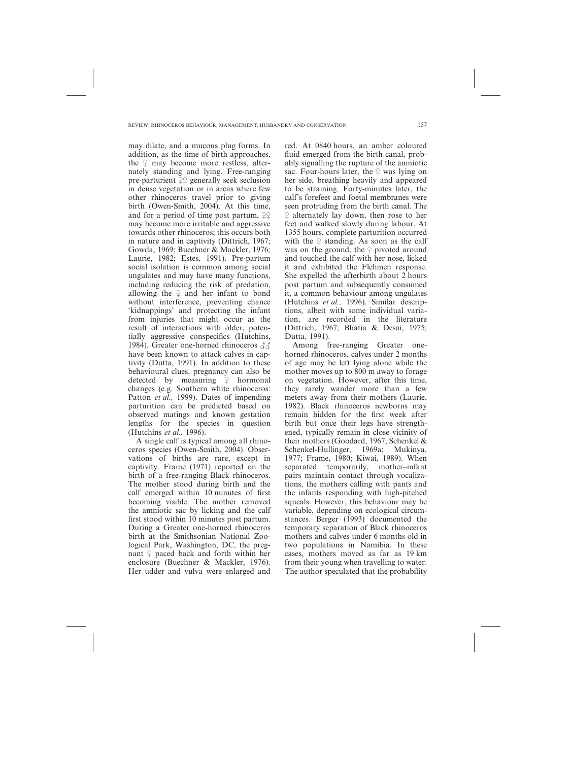may dilate, and a mucous plug forms. In addition, as the time of birth approaches, the ♀ may become more restless, alternately standing and lying. Free-ranging pre-parturient ♀♀ generally seek seclusion in dense vegetation or in areas where few other rhinoceros travel prior to giving birth (Owen-Smith, 2004). At this time, and for a period of time post partum, ♀♀ may become more irritable and aggressive towards other rhinoceros; this occurs both in nature and in captivity (Dittrich, 1967; Gowda, 1969; Buechner & Mackler, 1976; Laurie, 1982; Estes, 1991). Pre-partum social isolation is common among social ungulates and may have many functions, including reducing the risk of predation, allowing the ♀ and her infant to bond without interference, preventing chance 'kidnappings' and protecting the infant from injuries that might occur as the result of interactions with older, potentially aggressive conspecifics (Hutchins, 1984). Greater one-horned rhinoceros ♂♂ have been known to attack calves in captivity (Dutta, 1991). In addition to these behavioural clues, pregnancy can also be detected by measuring ♀ hormonal changes (e.g. Southern white rhinoceros: Patton *et al.,* 1999). Dates of impending parturition can be predicted based on observed matings and known gestation lengths for the species in question (Hutchins *et al.,* 1996).

A single calf is typical among all rhinoceros species (Owen-Smith, 2004). Observations of births are rare, except in captivity. Frame (1971) reported on the birth of a free-ranging Black rhinoceros. The mother stood during birth and the calf emerged within 10 minutes of first becoming visible. The mother removed the amniotic sac by licking and the calf first stood within 10 minutes post partum. During a Greater one-horned rhinoceros birth at the Smithsonian National Zoological Park, Washington, DC, the pregnant ♀ paced back and forth within her enclosure (Buechner & Mackler, 1976). Her udder and vulva were enlarged and red. At 0840 hours, an amber coloured fluid emerged from the birth canal, probably signalling the rupture of the amniotic sac. Four-hours later, the ♀ was lying on her side, breathing heavily and appeared to be straining. Forty-minutes later, the calf's forefeet and foetal membranes were seen protruding from the birth canal. The ♀ alternately lay down, then rose to her feet and walked slowly during labour. At 1355 hours, complete parturition occurred with the ♀ standing. As soon as the calf was on the ground, the ♀ pivoted around and touched the calf with her nose, licked it and exhibited the Flehmen response. She expelled the afterbirth about 2 hours post partum and subsequently consumed it, a common behaviour among ungulates (Hutchins *et al.,* 1996). Similar descriptions, albeit with some individual variation, are recorded in the literature (Dittrich, 1967; Bhatia & Desai, 1975; Dutta, 1991).

Among free-ranging Greater one-horned rhinoceros, calves under 2 months of age may be left lying alone while the mother moves up to 800 m away to forage on vegetation. However, after this time, they rarely wander more than a few meters away from their mothers (Laurie, 1982). Black rhinoceros newborns may remain hidden for the first week after birth but once their legs have strengthened, typically remain in close vicinity of their mothers (Goodard, 1967; Schenkel & Schenkel-Hullinger, 1969a; Mukinya, 1977; Frame, 1980; Kiwai, 1989). When separated temporarily, mother–infant pairs maintain contact through vocalizations, the mothers calling with pants and the infants responding with high-pitched squeals. However, this behaviour may be variable, depending on ecological circumstances. Berger (1993) documented the temporary separation of Black rhinoceros mothers and calves under 6 months old in two populations in Namibia. In these cases, mothers moved as far as 19 km from their young when travelling to water. The author speculated that the probability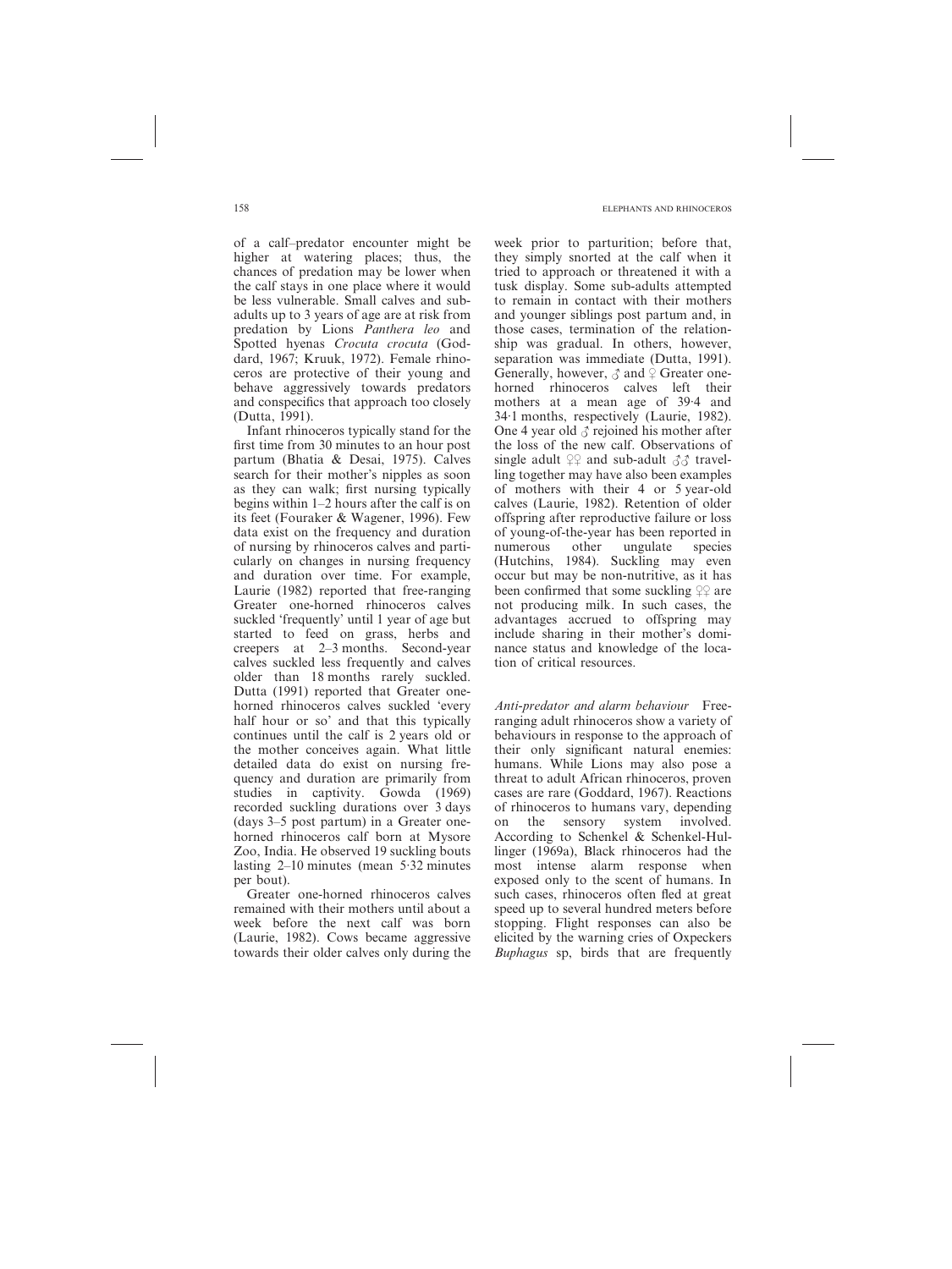of a calf–predator encounter might be higher at watering places; thus, the chances of predation may be lower when the calf stays in one place where it would be less vulnerable. Small calves and sub-adults up to 3 years of age are at risk from predation by Lions *Panthera leo* and Spotted hyenas *Crocuta crocuta* (Goddard, 1967; Kruuk, 1972). Female rhinoceros are protective of their young and behave aggressively towards predators and conspecifics that approach too closely (Dutta, 1991).

Infant rhinoceros typically stand for the first time from 30 minutes to an hour post partum (Bhatia & Desai, 1975). Calves search for their mother's nipples as soon as they can walk; first nursing typically begins within 1–2 hours after the calf is on its feet (Fouraker & Wagener, 1996). Few data exist on the frequency and duration of nursing by rhinoceros calves and particularly on changes in nursing frequency and duration over time. For example, Laurie (1982) reported that free-ranging Greater one-horned rhinoceros calves suckled 'frequently' until 1 year of age but started to feed on grass, herbs and creepers at 2–3 months. Second-year calves suckled less frequently and calves older than 18 months rarely suckled. Dutta (1991) reported that Greater one-horned rhinoceros calves suckled 'every half hour or so' and that this typically continues until the calf is 2 years old or the mother conceives again. What little detailed data do exist on nursing frequency and duration are primarily from studies in captivity. Gowda (1969) recorded suckling durations over 3 days (days 3–5 post partum) in a Greater one-horned rhinoceros calf born at Mysore Zoo, India. He observed 19 suckling bouts lasting 2–10 minutes (mean 5·32 minutes per bout).

Greater one-horned rhinoceros calves remained with their mothers until about a week before the next calf was born (Laurie, 1982). Cows became aggressive towards their older calves only during the week prior to parturition; before that, they simply snorted at the calf when it tried to approach or threatened it with a tusk display. Some sub-adults attempted to remain in contact with their mothers and younger siblings post partum and, in those cases, termination of the relationship was gradual. In others, however, separation was immediate (Dutta, 1991). Generally, however, ♂ and ♀ Greater one-horned rhinoceros calves left their mothers at a mean age of 39·4 and 34·1 months, respectively (Laurie, 1982). One 4 year old ♂ rejoined his mother after the loss of the new calf. Observations of single adult ♀♀ and sub-adult ♂♂ travelling together may have also been examples of mothers with their 4 or 5 year-old calves (Laurie, 1982). Retention of older offspring after reproductive failure or loss of young-of-the-year has been reported in numerous other ungulate species (Hutchins, 1984). Suckling may even occur but may be non-nutritive, as it has been confirmed that some suckling ♀♀ are not producing milk. In such cases, the advantages accrued to offspring may include sharing in their mother's dominance status and knowledge of the location of critical resources.

*Anti-predator and alarm behaviour* Free-ranging adult rhinoceros show a variety of behaviours in response to the approach of their only significant natural enemies: humans. While Lions may also pose a threat to adult African rhinoceros, proven cases are rare (Goddard, 1967). Reactions of rhinoceros to humans vary, depending on the sensory system involved. According to Schenkel & Schenkel-Hullinger (1969a), Black rhinoceros had the most intense alarm response when exposed only to the scent of humans. In such cases, rhinoceros often fled at great speed up to several hundred meters before stopping. Flight responses can also be elicited by the warning cries of Oxpeckers *Buphagus* sp, birds that are frequently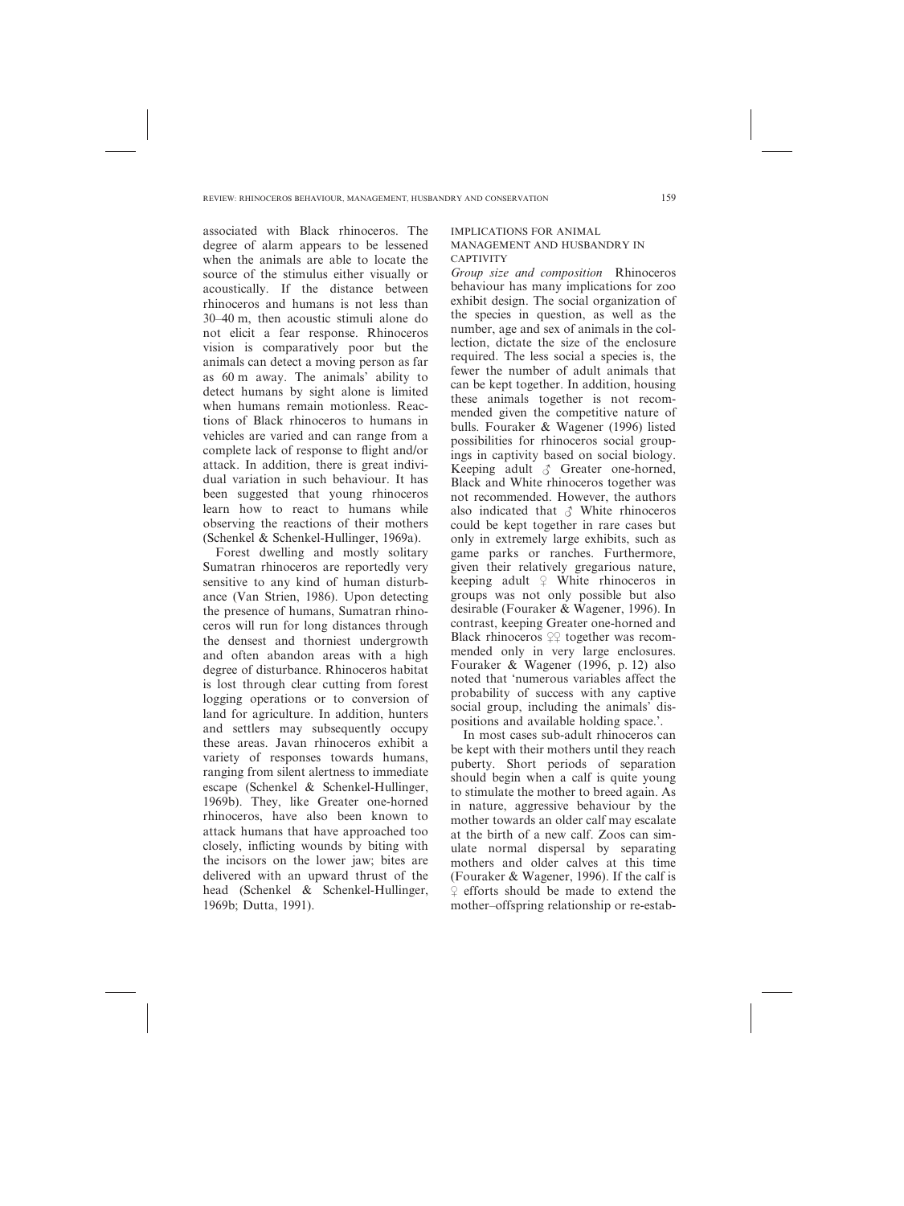associated with Black rhinoceros. The degree of alarm appears to be lessened when the animals are able to locate the source of the stimulus either visually or acoustically. If the distance between rhinoceros and humans is not less than 30–40 m, then acoustic stimuli alone do not elicit a fear response. Rhinoceros vision is comparatively poor but the animals can detect a moving person as far as 60 m away. The animals' ability to detect humans by sight alone is limited when humans remain motionless. Reactions of Black rhinoceros to humans in vehicles are varied and can range from a complete lack of response to flight and/or attack. In addition, there is great individual variation in such behaviour. It has been suggested that young rhinoceros learn how to react to humans while observing the reactions of their mothers (Schenkel & Schenkel-Hullinger, 1969a).

Forest dwelling and mostly solitary Sumatran rhinoceros are reportedly very sensitive to any kind of human disturbance (Van Strien, 1986). Upon detecting the presence of humans, Sumatran rhinoceros will run for long distances through the densest and thorniest undergrowth and often abandon areas with a high degree of disturbance. Rhinoceros habitat is lost through clear cutting from forest logging operations or to conversion of land for agriculture. In addition, hunters and settlers may subsequently occupy these areas. Javan rhinoceros exhibit a variety of responses towards humans, ranging from silent alertness to immediate escape (Schenkel & Schenkel-Hullinger, 1969b). They, like Greater one-horned rhinoceros, have also been known to attack humans that have approached too closely, inflicting wounds by biting with the incisors on the lower jaw; bites are delivered with an upward thrust of the head (Schenkel & Schenkel-Hullinger, 1969b; Dutta, 1991).

## IMPLICATIONS FOR ANIMAL MANAGEMENT AND HUSBANDRY IN CAPTIVITY

*Group size and composition* Rhinoceros behaviour has many implications for zoo exhibit design. The social organization of the species in question, as well as the number, age and sex of animals in the collection, dictate the size of the enclosure required. The less social a species is, the fewer the number of adult animals that can be kept together. In addition, housing these animals together is not recommended given the competitive nature of bulls. Fouraker & Wagener (1996) listed possibilities for rhinoceros social groupings in captivity based on social biology. Keeping adult ♂ Greater one-horned, Black and White rhinoceros together was not recommended. However, the authors also indicated that ♂ White rhinoceros could be kept together in rare cases but only in extremely large exhibits, such as game parks or ranches. Furthermore, given their relatively gregarious nature, keeping adult ♀ White rhinoceros in groups was not only possible but also desirable (Fouraker & Wagener, 1996). In contrast, keeping Greater one-horned and Black rhinoceros ♀♀ together was recommended only in very large enclosures. Fouraker & Wagener (1996, p. 12) also noted that 'numerous variables affect the probability of success with any captive social group, including the animals' dispositions and available holding space.'.

In most cases sub-adult rhinoceros can be kept with their mothers until they reach puberty. Short periods of separation should begin when a calf is quite young to stimulate the mother to breed again. As in nature, aggressive behaviour by the mother towards an older calf may escalate at the birth of a new calf. Zoos can simulate normal dispersal by separating mothers and older calves at this time (Fouraker & Wagener, 1996). If the calf is ♀ efforts should be made to extend the mother–offspring relationship or re-estab-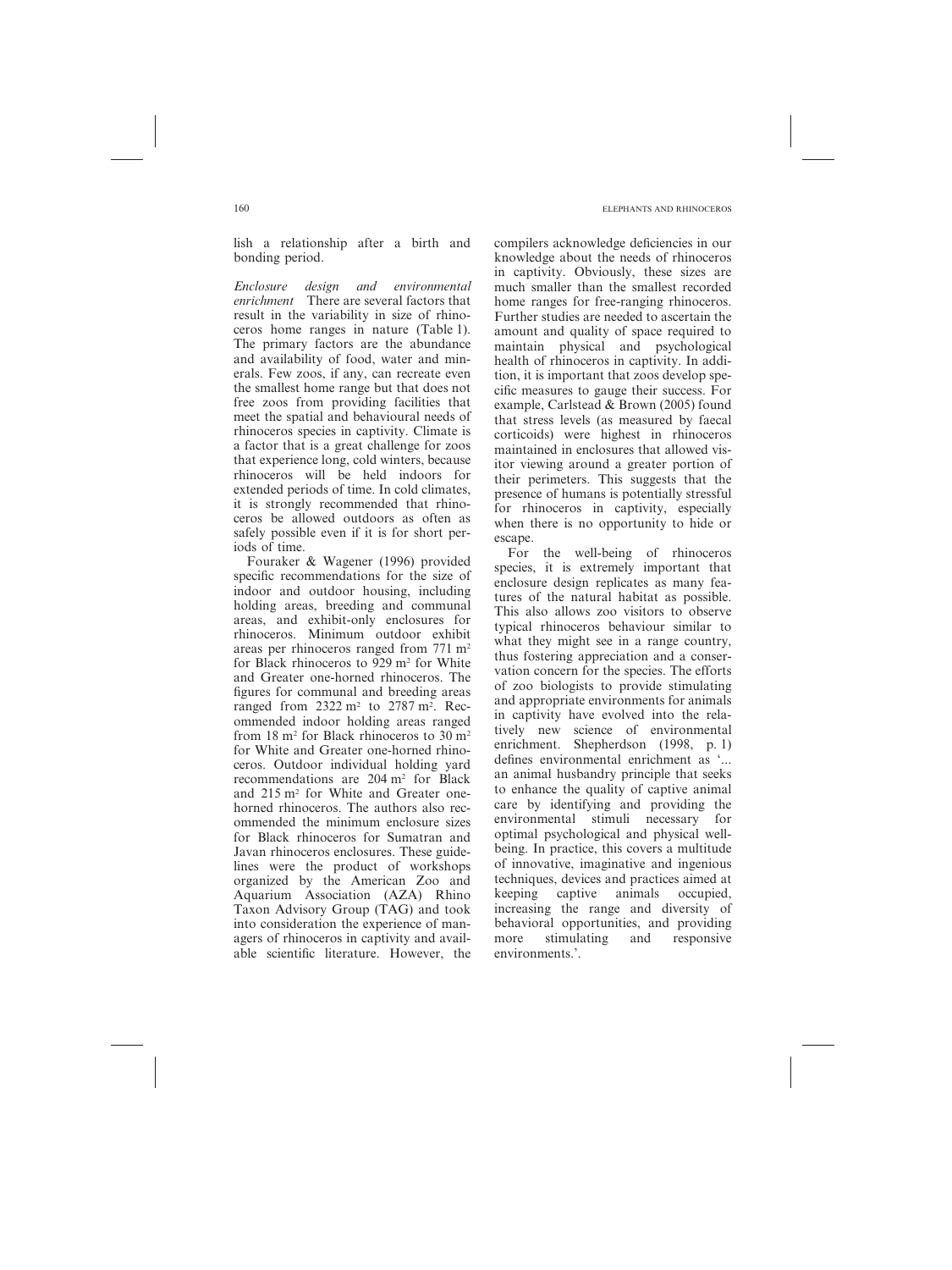lish a relationship after a birth and bonding period.

*Enclosure design and environmental enrichment* There are several factors that result in the variability in size of rhinoceros home ranges in nature (Table 1). The primary factors are the abundance and availability of food, water and minerals. Few zoos, if any, can recreate even the smallest home range but that does not free zoos from providing facilities that meet the spatial and behavioural needs of rhinoceros species in captivity. Climate is a factor that is a great challenge for zoos that experience long, cold winters, because rhinoceros will be held indoors for extended periods of time. In cold climates, it is strongly recommended that rhinoceros be allowed outdoors as often as safely possible even if it is for short periods of time.

Fouraker & Wagener (1996) provided specific recommendations for the size of indoor and outdoor housing, including holding areas, breeding and communal areas, and exhibit-only enclosures for rhinoceros. Minimum outdoor exhibit areas per rhinoceros ranged from 771 $m^2$ for Black rhinoceros to 929 $m^2$ for White and Greater one-horned rhinoceros. The figures for communal and breeding areas ranged from 2322 $m^2$ to 2787 $m^2$. Recommended indoor holding areas ranged from 18 $m^2$ for Black rhinoceros to 30 $m^2$ for White and Greater one-horned rhinoceros. Outdoor individual holding yard recommendations are 204 $m^2$ for Black and 215 $m^2$ for White and Greater one-horned rhinoceros. The authors also recommended the minimum enclosure sizes for Black rhinoceros for Sumatran and Javan rhinoceros enclosures. These guidelines were the product of workshops organized by the American Zoo and Aquarium Association (AZA) Rhino Taxon Advisory Group (TAG) and took into consideration the experience of managers of rhinoceros in captivity and available scientific literature. However, the compilers acknowledge deficiencies in our knowledge about the needs of rhinoceros in captivity. Obviously, these sizes are much smaller than the smallest recorded home ranges for free-ranging rhinoceros. Further studies are needed to ascertain the amount and quality of space required to maintain physical and psychological health of rhinoceros in captivity. In addition, it is important that zoos develop specific measures to gauge their success. For example, Carlstead & Brown (2005) found that stress levels (as measured by faecal corticoids) were highest in rhinoceros maintained in enclosures that allowed visitor viewing around a greater portion of their perimeters. This suggests that the presence of humans is potentially stressful for rhinoceros in captivity, especially when there is no opportunity to hide or escape.

For the well-being of rhinoceros species, it is extremely important that enclosure design replicates as many features of the natural habitat as possible. This also allows zoo visitors to observe typical rhinoceros behaviour similar to what they might see in a range country, thus fostering appreciation and a conservation concern for the species. The efforts of zoo biologists to provide stimulating and appropriate environments for animals in captivity have evolved into the relatively new science of environmental enrichment. Shepherdson (1998, p. 1) defines environmental enrichment as '... an animal husbandry principle that seeks to enhance the quality of captive animal care by identifying and providing the environmental stimuli necessary for optimal psychological and physical wellbeing. In practice, this covers a multitude of innovative, imaginative and ingenious techniques, devices and practices aimed at keeping captive animals occupied, increasing the range and diversity of behavioral opportunities, and providing more stimulating and responsive environments.'.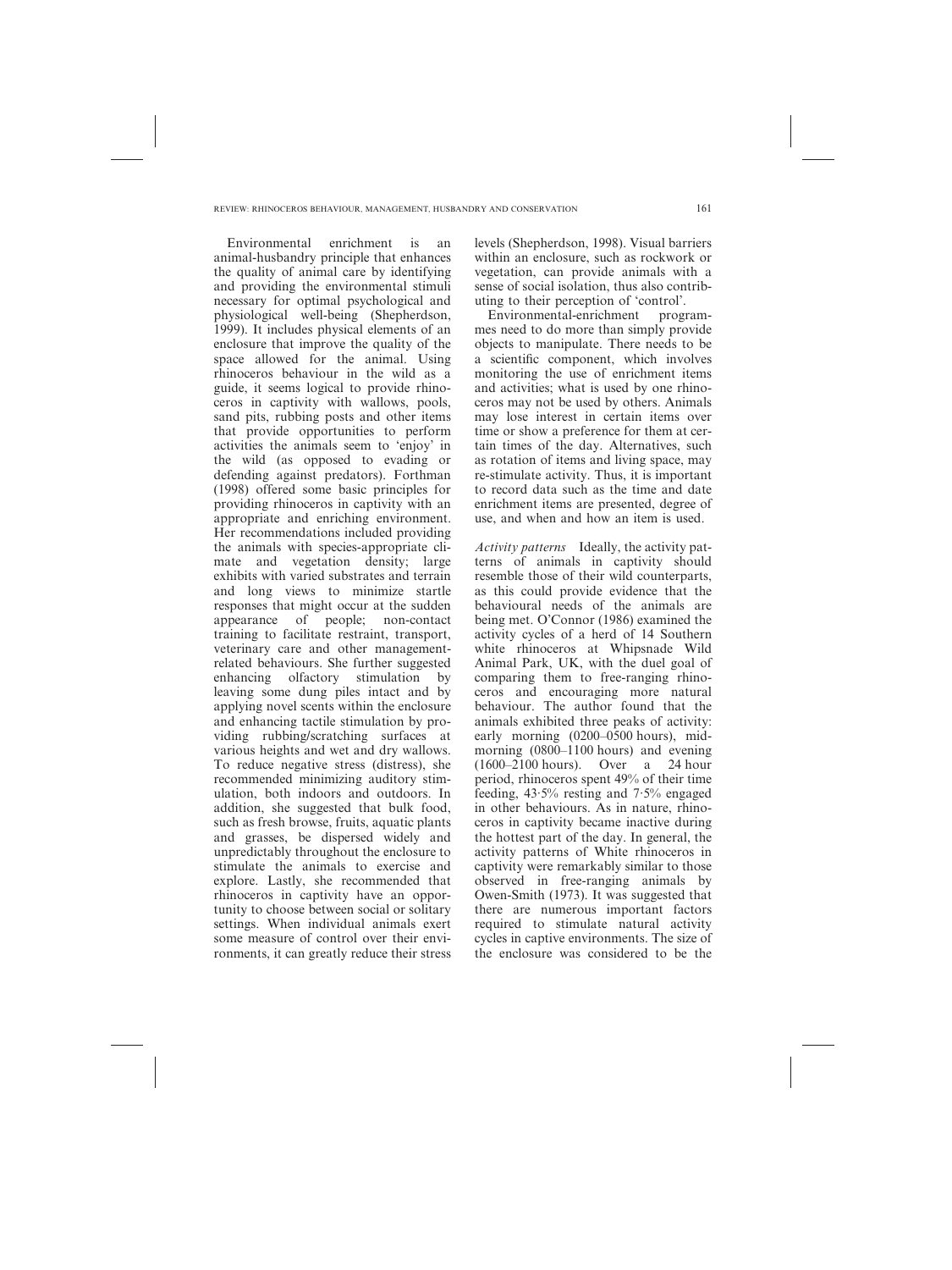Environmental enrichment is an animal-husbandry principle that enhances the quality of animal care by identifying and providing the environmental stimuli necessary for optimal psychological and physiological well-being (Shepherdson, 1999). It includes physical elements of an enclosure that improve the quality of the space allowed for the animal. Using rhinoceros behaviour in the wild as a guide, it seems logical to provide rhinoceros in captivity with wallows, pools, sand pits, rubbing posts and other items that provide opportunities to perform activities the animals seem to 'enjoy' in the wild (as opposed to evading or defending against predators). Forthman (1998) offered some basic principles for providing rhinoceros in captivity with an appropriate and enriching environment. Her recommendations included providing the animals with species-appropriate climate and vegetation density; large exhibits with varied substrates and terrain and long views to minimize startle responses that might occur at the sudden appearance of people; non-contact training to facilitate restraint, transport, veterinary care and other management-related behaviours. She further suggested enhancing olfactory stimulation by leaving some dung piles intact and by applying novel scents within the enclosure and enhancing tactile stimulation by providing rubbing/scratching surfaces at various heights and wet and dry wallows. To reduce negative stress (distress), she recommended minimizing auditory stimulation, both indoors and outdoors. In addition, she suggested that bulk food, such as fresh browse, fruits, aquatic plants and grasses, be dispersed widely and unpredictably throughout the enclosure to stimulate the animals to exercise and explore. Lastly, she recommended that rhinoceros in captivity have an opportunity to choose between social or solitary settings. When individual animals exert some measure of control over their environments, it can greatly reduce their stress levels (Shepherdson, 1998). Visual barriers within an enclosure, such as rockwork or vegetation, can provide animals with a sense of social isolation, thus also contributing to their perception of 'control'.

Environmental-enrichment programmes need to do more than simply provide objects to manipulate. There needs to be a scientific component, which involves monitoring the use of enrichment items and activities; what is used by one rhinoceros may not be used by others. Animals may lose interest in certain items over time or show a preference for them at certain times of the day. Alternatives, such as rotation of items and living space, may re-stimulate activity. Thus, it is important to record data such as the time and date enrichment items are presented, degree of use, and when and how an item is used.

*Activity patterns* Ideally, the activity patterns of animals in captivity should resemble those of their wild counterparts, as this could provide evidence that the behavioural needs of the animals are being met. O'Connor (1986) examined the activity cycles of a herd of 14 Southern white rhinoceros at Whipsnade Wild Animal Park, UK, with the duel goal of comparing them to free-ranging rhinoceros and encouraging more natural behaviour. The author found that the animals exhibited three peaks of activity: early morning (0200–0500 hours), mid-morning (0800–1100 hours) and evening (1600–2100 hours). Over a 24 hour period, rhinoceros spent 49% of their time feeding, 43·5% resting and 7·5% engaged in other behaviours. As in nature, rhinoceros in captivity became inactive during the hottest part of the day. In general, the activity patterns of White rhinoceros in captivity were remarkably similar to those observed in free-ranging animals by Owen-Smith (1973). It was suggested that there are numerous important factors required to stimulate natural activity cycles in captive environments. The size of the enclosure was considered to be the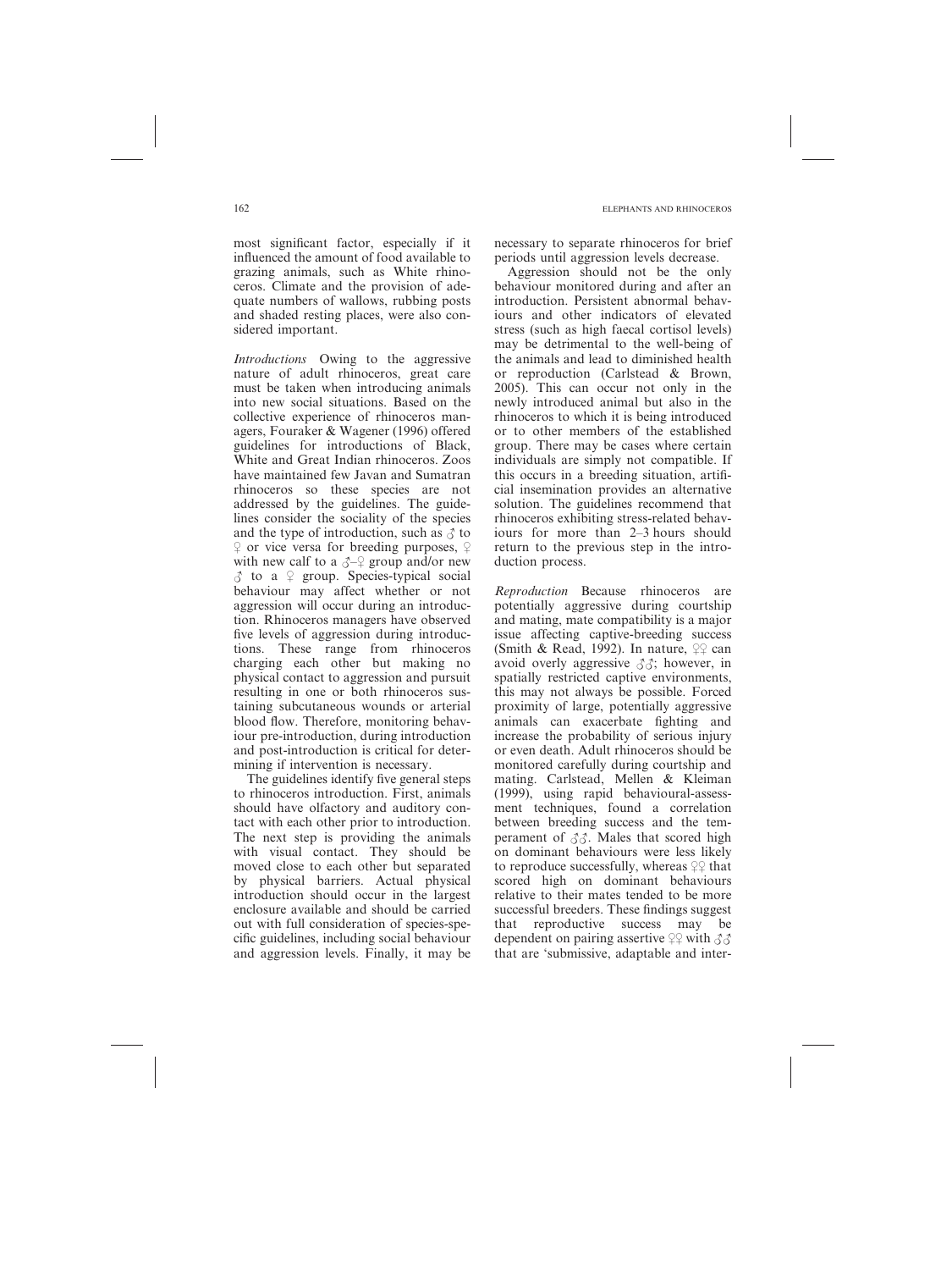most significant factor, especially if it influenced the amount of food available to grazing animals, such as White rhinoceros. Climate and the provision of adequate numbers of wallows, rubbing posts and shaded resting places, were also considered important.

*Introductions* Owing to the aggressive nature of adult rhinoceros, great care must be taken when introducing animals into new social situations. Based on the collective experience of rhinoceros managers, Fouraker & Wagener (1996) offered guidelines for introductions of Black, White and Great Indian rhinoceros. Zoos have maintained few Javan and Sumatran rhinoceros so these species are not addressed by the guidelines. The guidelines consider the sociality of the species and the type of introduction, such as ♂ to ♀ or vice versa for breeding purposes, ♀ with new calf to a ♂–♀ group and/or new ♂ to a ♀ group. Species-typical social behaviour may affect whether or not aggression will occur during an introduction. Rhinoceros managers have observed five levels of aggression during introductions. These range from rhinoceros charging each other but making no physical contact to aggression and pursuit resulting in one or both rhinoceros sustaining subcutaneous wounds or arterial blood flow. Therefore, monitoring behaviour pre-introduction, during introduction and post-introduction is critical for determining if intervention is necessary.

The guidelines identify five general steps to rhinoceros introduction. First, animals should have olfactory and auditory contact with each other prior to introduction. The next step is providing the animals with visual contact. They should be moved close to each other but separated by physical barriers. Actual physical introduction should occur in the largest enclosure available and should be carried out with full consideration of species-specific guidelines, including social behaviour and aggression levels. Finally, it may be necessary to separate rhinoceros for brief periods until aggression levels decrease.

Aggression should not be the only behaviour monitored during and after an introduction. Persistent abnormal behaviours and other indicators of elevated stress (such as high faecal cortisol levels) may be detrimental to the well-being of the animals and lead to diminished health or reproduction (Carlstead & Brown, 2005). This can occur not only in the newly introduced animal but also in the rhinoceros to which it is being introduced or to other members of the established group. There may be cases where certain individuals are simply not compatible. If this occurs in a breeding situation, artificial insemination provides an alternative solution. The guidelines recommend that rhinoceros exhibiting stress-related behaviours for more than 2–3 hours should return to the previous step in the introduction process.

*Reproduction* Because rhinoceros are potentially aggressive during courtship and mating, mate compatibility is a major issue affecting captive-breeding success (Smith & Read, 1992). In nature, ♀♀ can avoid overly aggressive ♂♂; however, in spatially restricted captive environments, this may not always be possible. Forced proximity of large, potentially aggressive animals can exacerbate fighting and increase the probability of serious injury or even death. Adult rhinoceros should be monitored carefully during courtship and mating. Carlstead, Mellen & Kleiman (1999), using rapid behavioural-assessment techniques, found a correlation between breeding success and the temperament of ♂♂. Males that scored high on dominant behaviours were less likely to reproduce successfully, whereas ♀♀ that scored high on dominant behaviours relative to their mates tended to be more successful breeders. These findings suggest that reproductive success may be dependent on pairing assertive ♀♀ with ♂♂ that are 'submissive, adaptable and inter-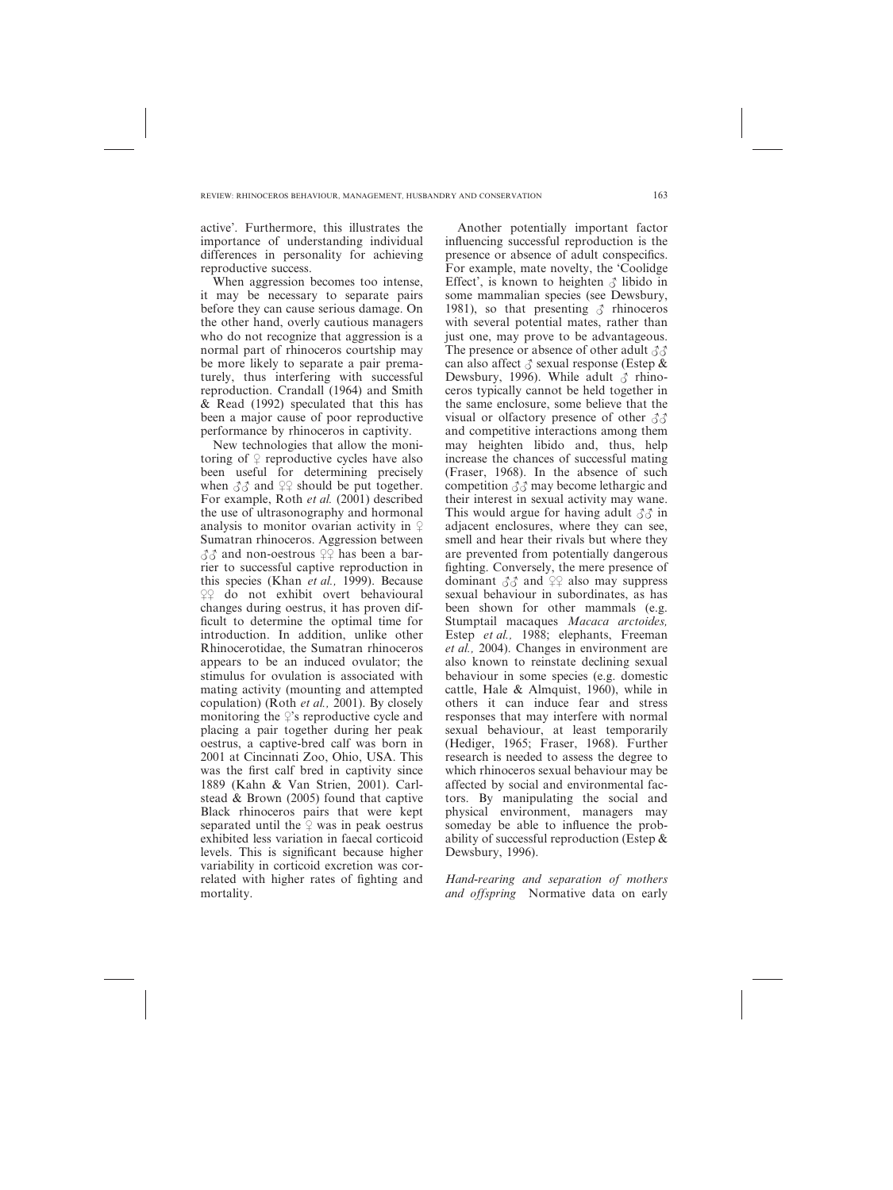active'. Furthermore, this illustrates the importance of understanding individual differences in personality for achieving reproductive success.

When aggression becomes too intense, it may be necessary to separate pairs before they can cause serious damage. On the other hand, overly cautious managers who do not recognize that aggression is a normal part of rhinoceros courtship may be more likely to separate a pair prematurely, thus interfering with successful reproduction. Crandall (1964) and Smith & Read (1992) speculated that this has been a major cause of poor reproductive performance by rhinoceros in captivity.

New technologies that allow the monitoring of ♀ reproductive cycles have also been useful for determining precisely when ♂♂ and ♀♀ should be put together. For example, Roth *et al.* (2001) described the use of ultrasonography and hormonal analysis to monitor ovarian activity in ♀ Sumatran rhinoceros. Aggression between ♂♂ and non-oestrous ♀♀ has been a barrier to successful captive reproduction in this species (Khan *et al.,* 1999). Because ♀♀ do not exhibit overt behavioural changes during oestrus, it has proven difficult to determine the optimal time for introduction. In addition, unlike other Rhinocerotidae, the Sumatran rhinoceros appears to be an induced ovulator; the stimulus for ovulation is associated with mating activity (mounting and attempted copulation) (Roth *et al.,* 2001). By closely monitoring the ♀'s reproductive cycle and placing a pair together during her peak oestrus, a captive-bred calf was born in 2001 at Cincinnati Zoo, Ohio, USA. This was the first calf bred in captivity since 1889 (Kahn & Van Strien, 2001). Carlstead & Brown (2005) found that captive Black rhinoceros pairs that were kept separated until the ♀ was in peak oestrus exhibited less variation in faecal corticoid levels. This is significant because higher variability in corticoid excretion was correlated with higher rates of fighting and mortality.

Another potentially important factor influencing successful reproduction is the presence or absence of adult conspecifics. For example, mate novelty, the 'Coolidge Effect', is known to heighten ♂ libido in some mammalian species (see Dewsbury, 1981), so that presenting ♂ rhinoceros with several potential mates, rather than just one, may prove to be advantageous. The presence or absence of other adult ♂♂ can also affect ♂ sexual response (Estep & Dewsbury, 1996). While adult ♂ rhinoceros typically cannot be held together in the same enclosure, some believe that the visual or olfactory presence of other ♂♂ and competitive interactions among them may heighten libido and, thus, help increase the chances of successful mating (Fraser, 1968). In the absence of such competition ♂♂ may become lethargic and their interest in sexual activity may wane. This would argue for having adult ♂♂ in adjacent enclosures, where they can see, smell and hear their rivals but where they are prevented from potentially dangerous fighting. Conversely, the mere presence of dominant ♂♂ and ♀♀ also may suppress sexual behaviour in subordinates, as has been shown for other mammals (e.g. Stumptail macaques *Macaca arctoides,* Estep *et al.,* 1988; elephants, Freeman *et al.,* 2004). Changes in environment are also known to reinstate declining sexual behaviour in some species (e.g. domestic cattle, Hale & Almquist, 1960), while in others it can induce fear and stress responses that may interfere with normal sexual behaviour, at least temporarily (Hediger, 1965; Fraser, 1968). Further research is needed to assess the degree to which rhinoceros sexual behaviour may be affected by social and environmental factors. By manipulating the social and physical environment, managers may someday be able to influence the probability of successful reproduction (Estep & Dewsbury, 1996).

*Hand-rearing and separation of mothers and offspring* Normative data on early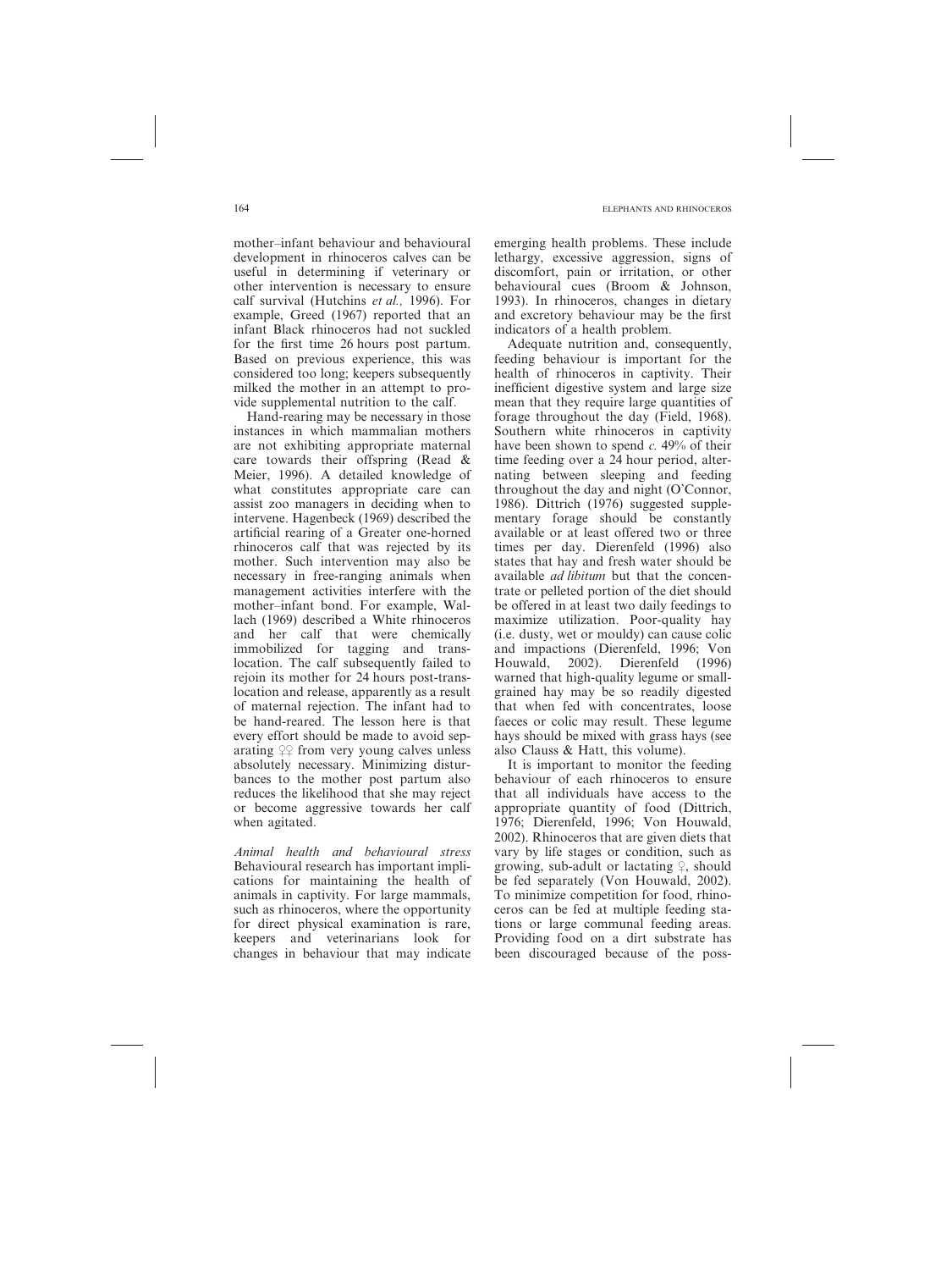mother–infant behaviour and behavioural development in rhinoceros calves can be useful in determining if veterinary or other intervention is necessary to ensure calf survival (Hutchins *et al.,* 1996). For example, Greed (1967) reported that an infant Black rhinoceros had not suckled for the first time 26 hours post partum. Based on previous experience, this was considered too long; keepers subsequently milked the mother in an attempt to provide supplemental nutrition to the calf.

Hand-rearing may be necessary in those instances in which mammalian mothers are not exhibiting appropriate maternal care towards their offspring (Read & Meier, 1996). A detailed knowledge of what constitutes appropriate care can assist zoo managers in deciding when to intervene. Hagenbeck (1969) described the artificial rearing of a Greater one-horned rhinoceros calf that was rejected by its mother. Such intervention may also be necessary in free-ranging animals when management activities interfere with the mother–infant bond. For example, Wallach (1969) described a White rhinoceros and her calf that were chemically immobilized for tagging and translocation. The calf subsequently failed to rejoin its mother for 24 hours post-translocation and release, apparently as a result of maternal rejection. The infant had to be hand-reared. The lesson here is that every effort should be made to avoid separating ♀♀ from very young calves unless absolutely necessary. Minimizing disturbances to the mother post partum also reduces the likelihood that she may reject or become aggressive towards her calf when agitated.

*Animal health and behavioural stress*
Behavioural research has important implications for maintaining the health of animals in captivity. For large mammals, such as rhinoceros, where the opportunity for direct physical examination is rare, keepers and veterinarians look for changes in behaviour that may indicate emerging health problems. These include lethargy, excessive aggression, signs of discomfort, pain or irritation, or other behavioural cues (Broom & Johnson, 1993). In rhinoceros, changes in dietary and excretory behaviour may be the first indicators of a health problem.

Adequate nutrition and, consequently, feeding behaviour is important for the health of rhinoceros in captivity. Their inefficient digestive system and large size mean that they require large quantities of forage throughout the day (Field, 1968). Southern white rhinoceros in captivity have been shown to spend *c.* 49% of their time feeding over a 24 hour period, alternating between sleeping and feeding throughout the day and night (O'Connor, 1986). Dittrich (1976) suggested supplementary forage should be constantly available or at least offered two or three times per day. Dierenfeld (1996) also states that hay and fresh water should be available *ad libitum* but that the concentrate or pelleted portion of the diet should be offered in at least two daily feedings to maximize utilization. Poor-quality hay (i.e. dusty, wet or mouldy) can cause colic and impactions (Dierenfeld, 1996; Von Houwald, 2002). Dierenfeld (1996) warned that high-quality legume or small-grained hay may be so readily digested that when fed with concentrates, loose faeces or colic may result. These legume hays should be mixed with grass hays (see also Clauss & Hatt, this volume).

It is important to monitor the feeding behaviour of each rhinoceros to ensure that all individuals have access to the appropriate quantity of food (Dittrich, 1976; Dierenfeld, 1996; Von Houwald, 2002). Rhinoceros that are given diets that vary by life stages or condition, such as growing, sub-adult or lactating ♀, should be fed separately (Von Houwald, 2002). To minimize competition for food, rhinoceros can be fed at multiple feeding stations or large communal feeding areas. Providing food on a dirt substrate has been discouraged because of the poss-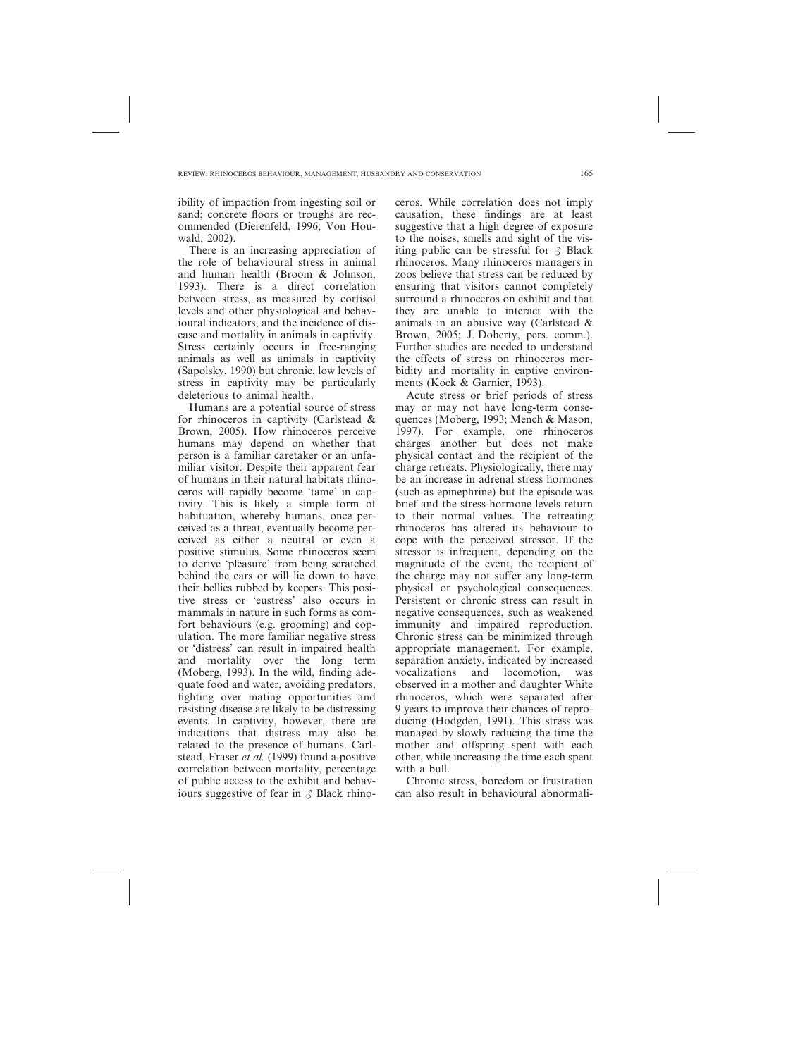ibility of impaction from ingesting soil or sand; concrete floors or troughs are recommended (Dierenfeld, 1996; Von Houwald, 2002).

There is an increasing appreciation of the role of behavioural stress in animal and human health (Broom & Johnson, 1993). There is a direct correlation between stress, as measured by cortisol levels and other physiological and behavioural indicators, and the incidence of disease and mortality in animals in captivity. Stress certainly occurs in free-ranging animals as well as animals in captivity (Sapolsky, 1990) but chronic, low levels of stress in captivity may be particularly deleterious to animal health.

Humans are a potential source of stress for rhinoceros in captivity (Carlstead & Brown, 2005). How rhinoceros perceive humans may depend on whether that person is a familiar caretaker or an unfamiliar visitor. Despite their apparent fear of humans in their natural habitats rhinoceros will rapidly become 'tame' in captivity. This is likely a simple form of habituation, whereby humans, once perceived as a threat, eventually become perceived as either a neutral or even a positive stimulus. Some rhinoceros seem to derive 'pleasure' from being scratched behind the ears or will lie down to have their bellies rubbed by keepers. This positive stress or 'eustress' also occurs in mammals in nature in such forms as comfort behaviours (e.g. grooming) and copulation. The more familiar negative stress or 'distress' can result in impaired health and mortality over the long term (Moberg, 1993). In the wild, finding adequate food and water, avoiding predators, fighting over mating opportunities and resisting disease are likely to be distressing events. In captivity, however, there are indications that distress may also be related to the presence of humans. Carlstead, Fraser *et al.* (1999) found a positive correlation between mortality, percentage of public access to the exhibit and behaviours suggestive of fear in ♂ Black rhinoceros. While correlation does not imply causation, these findings are at least suggestive that a high degree of exposure to the noises, smells and sight of the visiting public can be stressful for ♂ Black rhinoceros. Many rhinoceros managers in zoos believe that stress can be reduced by ensuring that visitors cannot completely surround a rhinoceros on exhibit and that they are unable to interact with the animals in an abusive way (Carlstead & Brown, 2005; J. Doherty, pers. comm.). Further studies are needed to understand the effects of stress on rhinoceros morbidity and mortality in captive environments (Kock & Garnier, 1993).

Acute stress or brief periods of stress may or may not have long-term consequences (Moberg, 1993; Mench & Mason, 1997). For example, one rhinoceros charges another but does not make physical contact and the recipient of the charge retreats. Physiologically, there may be an increase in adrenal stress hormones (such as epinephrine) but the episode was brief and the stress-hormone levels return to their normal values. The retreating rhinoceros has altered its behaviour to cope with the perceived stressor. If the stressor is infrequent, depending on the magnitude of the event, the recipient of the charge may not suffer any long-term physical or psychological consequences. Persistent or chronic stress can result in negative consequences, such as weakened immunity and impaired reproduction. Chronic stress can be minimized through appropriate management. For example, separation anxiety, indicated by increased vocalizations and locomotion, was observed in a mother and daughter White rhinoceros, which were separated after 9 years to improve their chances of reproducing (Hodgden, 1991). This stress was managed by slowly reducing the time the mother and offspring spent with each other, while increasing the time each spent with a bull.

Chronic stress, boredom or frustration can also result in behavioural abnormali-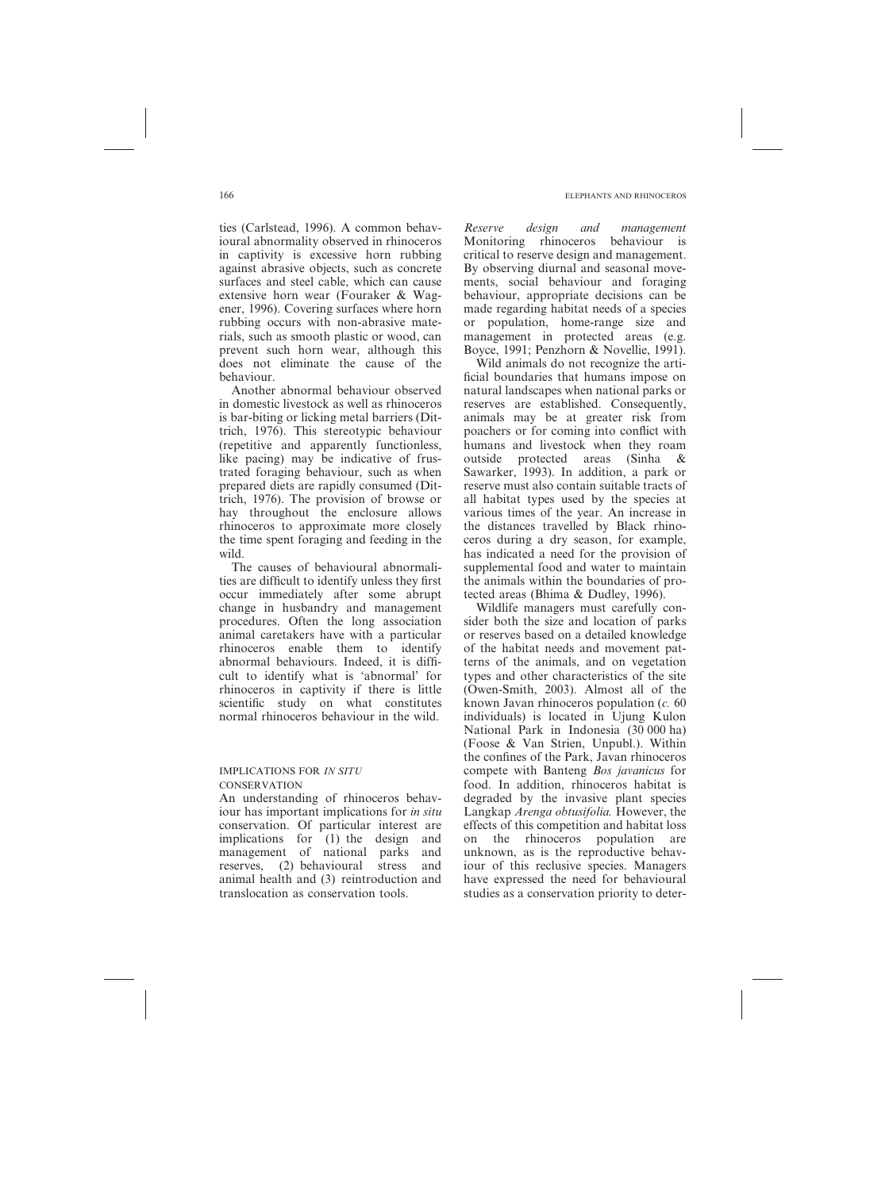ties (Carlstead, 1996). A common behavioural abnormality observed in rhinoceros in captivity is excessive horn rubbing against abrasive objects, such as concrete surfaces and steel cable, which can cause extensive horn wear (Fouraker & Wagener, 1996). Covering surfaces where horn rubbing occurs with non-abrasive materials, such as smooth plastic or wood, can prevent such horn wear, although this does not eliminate the cause of the behaviour.

Another abnormal behaviour observed in domestic livestock as well as rhinoceros is bar-biting or licking metal barriers (Dittrich, 1976). This stereotypic behaviour (repetitive and apparently functionless, like pacing) may be indicative of frustrated foraging behaviour, such as when prepared diets are rapidly consumed (Dittrich, 1976). The provision of browse or hay throughout the enclosure allows rhinoceros to approximate more closely the time spent foraging and feeding in the wild.

The causes of behavioural abnormalities are difficult to identify unless they first occur immediately after some abrupt change in husbandry and management procedures. Often the long association animal caretakers have with a particular rhinoceros enable them to identify abnormal behaviours. Indeed, it is difficult to identify what is 'abnormal' for rhinoceros in captivity if there is little scientific study on what constitutes normal rhinoceros behaviour in the wild.

## IMPLICATIONS FOR *IN SITU* CONSERVATION

An understanding of rhinoceros behaviour has important implications for *in situ* conservation. Of particular interest are implications for (1) the design and management of national parks and reserves, (2) behavioural stress and animal health and (3) reintroduction and translocation as conservation tools.

*Reserve design and management* Monitoring rhinoceros behaviour is critical to reserve design and management. By observing diurnal and seasonal movements, social behaviour and foraging behaviour, appropriate decisions can be made regarding habitat needs of a species or population, home-range size and management in protected areas (e.g. Boyce, 1991; Penzhorn & Novellie, 1991).

Wild animals do not recognize the artificial boundaries that humans impose on natural landscapes when national parks or reserves are established. Consequently, animals may be at greater risk from poachers or for coming into conflict with humans and livestock when they roam outside protected areas (Sinha & Sawarker, 1993). In addition, a park or reserve must also contain suitable tracts of all habitat types used by the species at various times of the year. An increase in the distances travelled by Black rhinoceros during a dry season, for example, has indicated a need for the provision of supplemental food and water to maintain the animals within the boundaries of protected areas (Bhima & Dudley, 1996).

Wildlife managers must carefully consider both the size and location of parks or reserves based on a detailed knowledge of the habitat needs and movement patterns of the animals, and on vegetation types and other characteristics of the site (Owen-Smith, 2003). Almost all of the known Javan rhinoceros population (*c.* 60 individuals) is located in Ujung Kulon National Park in Indonesia (30 000 ha) (Foose & Van Strien, Unpubl.). Within the confines of the Park, Javan rhinoceros compete with Banteng *Bos javanicus* for food. In addition, rhinoceros habitat is degraded by the invasive plant species Langkap *Arenga obtusifolia.* However, the effects of this competition and habitat loss on the rhinoceros population are unknown, as is the reproductive behaviour of this reclusive species. Managers have expressed the need for behavioural studies as a conservation priority to deter-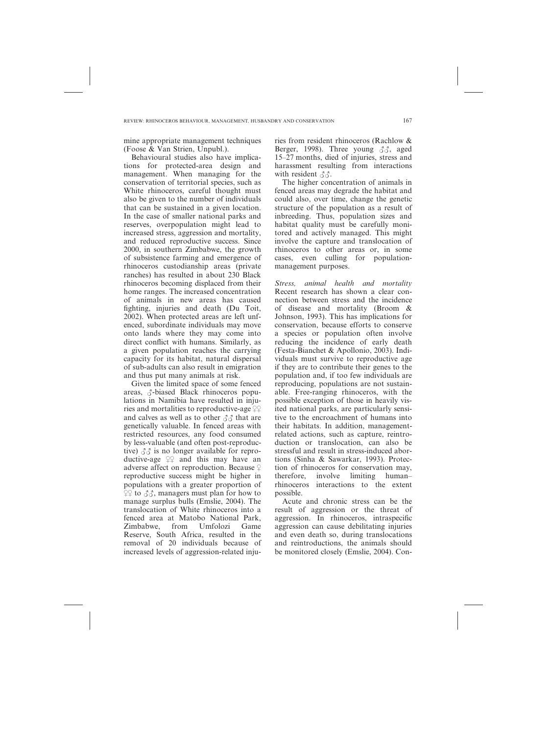mine appropriate management techniques (Foose & Van Strien, Unpubl.).

Behavioural studies also have implications for protected-area design and management. When managing for the conservation of territorial species, such as White rhinoceros, careful thought must also be given to the number of individuals that can be sustained in a given location. In the case of smaller national parks and reserves, overpopulation might lead to increased stress, aggression and mortality, and reduced reproductive success. Since 2000, in southern Zimbabwe, the growth of subsistence farming and emergence of rhinoceros custodianship areas (private ranches) has resulted in about 230 Black rhinoceros becoming displaced from their home ranges. The increased concentration of animals in new areas has caused fighting, injuries and death (Du Toit, 2002). When protected areas are left unfenced, subordinate individuals may move onto lands where they may come into direct conflict with humans. Similarly, as a given population reaches the carrying capacity for its habitat, natural dispersal of sub-adults can also result in emigration and thus put many animals at risk.

Given the limited space of some fenced areas, ♂-biased Black rhinoceros populations in Namibia have resulted in injuries and mortalities to reproductive-age ♀♀ and calves as well as to other ♂♂ that are genetically valuable. In fenced areas with restricted resources, any food consumed by less-valuable (and often post-reproductive) ♂♂ is no longer available for reproductive-age ♀♀ and this may have an adverse affect on reproduction. Because ♀ reproductive success might be higher in populations with a greater proportion of ♀♀ to ♂♂, managers must plan for how to manage surplus bulls (Emslie, 2004). The translocation of White rhinoceros into a fenced area at Matobo National Park, Zimbabwe, from Umfolozi Game Reserve, South Africa, resulted in the removal of 20 individuals because of increased levels of aggression-related injuries from resident rhinoceros (Rachlow & Berger, 1998). Three young ♂♂, aged 15–27 months, died of injuries, stress and harassment resulting from interactions with resident ♂♂.

The higher concentration of animals in fenced areas may degrade the habitat and could also, over time, change the genetic structure of the population as a result of inbreeding. Thus, population sizes and habitat quality must be carefully monitored and actively managed. This might involve the capture and translocation of rhinoceros to other areas or, in some cases, even culling for population-management purposes.

*Stress, animal health and mortality* Recent research has shown a clear connection between stress and the incidence of disease and mortality (Broom & Johnson, 1993). This has implications for conservation, because efforts to conserve a species or population often involve reducing the incidence of early death (Festa-Bianchet & Apollonio, 2003). Individuals must survive to reproductive age if they are to contribute their genes to the population and, if too few individuals are reproducing, populations are not sustainable. Free-ranging rhinoceros, with the possible exception of those in heavily visited national parks, are particularly sensitive to the encroachment of humans into their habitats. In addition, management-related actions, such as capture, reintroduction or translocation, can also be stressful and result in stress-induced abortions (Sinha & Sawarkar, 1993). Protection of rhinoceros for conservation may, therefore, involve limiting human–rhinoceros interactions to the extent possible.

Acute and chronic stress can be the result of aggression or the threat of aggression. In rhinoceros, intraspecific aggression can cause debilitating injuries and even death so, during translocations and reintroductions, the animals should be monitored closely (Emslie, 2004). Con-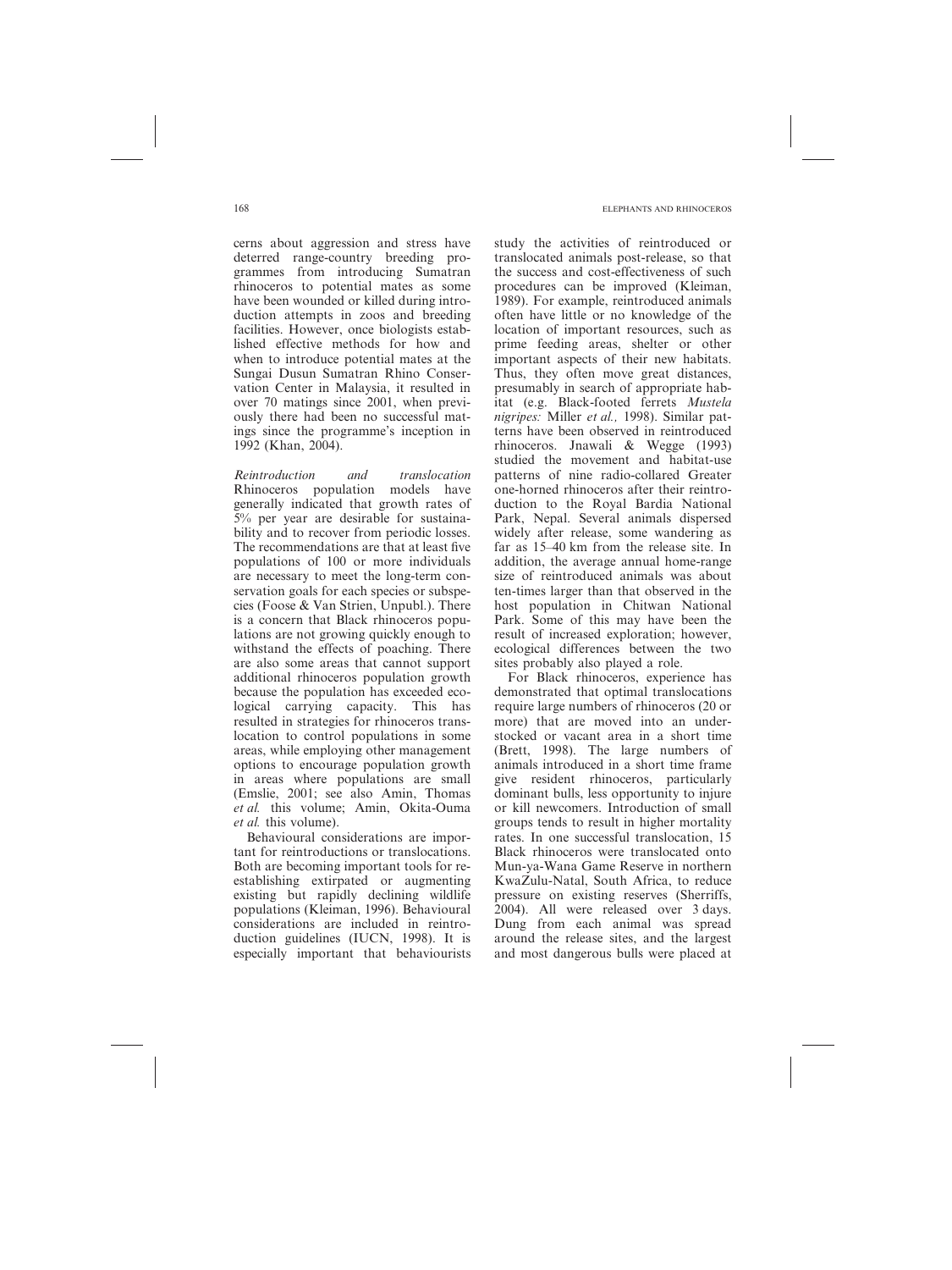cerns about aggression and stress have deterred range-country breeding programmes from introducing Sumatran rhinoceros to potential mates as some have been wounded or killed during introduction attempts in zoos and breeding facilities. However, once biologists established effective methods for how and when to introduce potential mates at the Sungai Dusun Sumatran Rhino Conservation Center in Malaysia, it resulted in over 70 matings since 2001, when previously there had been no successful matings since the programme's inception in 1992 (Khan, 2004).

*Reintroduction and translocation* Rhinoceros population models have generally indicated that growth rates of 5% per year are desirable for sustainability and to recover from periodic losses. The recommendations are that at least five populations of 100 or more individuals are necessary to meet the long-term conservation goals for each species or subspecies (Foose & Van Strien, Unpubl.). There is a concern that Black rhinoceros populations are not growing quickly enough to withstand the effects of poaching. There are also some areas that cannot support additional rhinoceros population growth because the population has exceeded ecological carrying capacity. This has resulted in strategies for rhinoceros translocation to control populations in some areas, while employing other management options to encourage population growth in areas where populations are small (Emslie, 2001; see also Amin, Thomas *et al.* this volume; Amin, Okita-Ouma *et al.* this volume).

Behavioural considerations are important for reintroductions or translocations. Both are becoming important tools for re-establishing extirpated or augmenting existing but rapidly declining wildlife populations (Kleiman, 1996). Behavioural considerations are included in reintroduction guidelines (IUCN, 1998). It is especially important that behaviourists study the activities of reintroduced or translocated animals post-release, so that the success and cost-effectiveness of such procedures can be improved (Kleiman, 1989). For example, reintroduced animals often have little or no knowledge of the location of important resources, such as prime feeding areas, shelter or other important aspects of their new habitats. Thus, they often move great distances, presumably in search of appropriate habitat (e.g. Black-footed ferrets *Mustela nigripes:* Miller *et al.,* 1998). Similar patterns have been observed in reintroduced rhinoceros. Jnawali & Wegge (1993) studied the movement and habitat-use patterns of nine radio-collared Greater one-horned rhinoceros after their reintroduction to the Royal Bardia National Park, Nepal. Several animals dispersed widely after release, some wandering as far as 15–40 km from the release site. In addition, the average annual home-range size of reintroduced animals was about ten-times larger than that observed in the host population in Chitwan National Park. Some of this may have been the result of increased exploration; however, ecological differences between the two sites probably also played a role.

For Black rhinoceros, experience has demonstrated that optimal translocations require large numbers of rhinoceros (20 or more) that are moved into an understocked or vacant area in a short time (Brett, 1998). The large numbers of animals introduced in a short time frame give resident rhinoceros, particularly dominant bulls, less opportunity to injure or kill newcomers. Introduction of small groups tends to result in higher mortality rates. In one successful translocation, 15 Black rhinoceros were translocated onto Mun-ya-Wana Game Reserve in northern KwaZulu-Natal, South Africa, to reduce pressure on existing reserves (Sherriffs, 2004). All were released over 3 days. Dung from each animal was spread around the release sites, and the largest and most dangerous bulls were placed at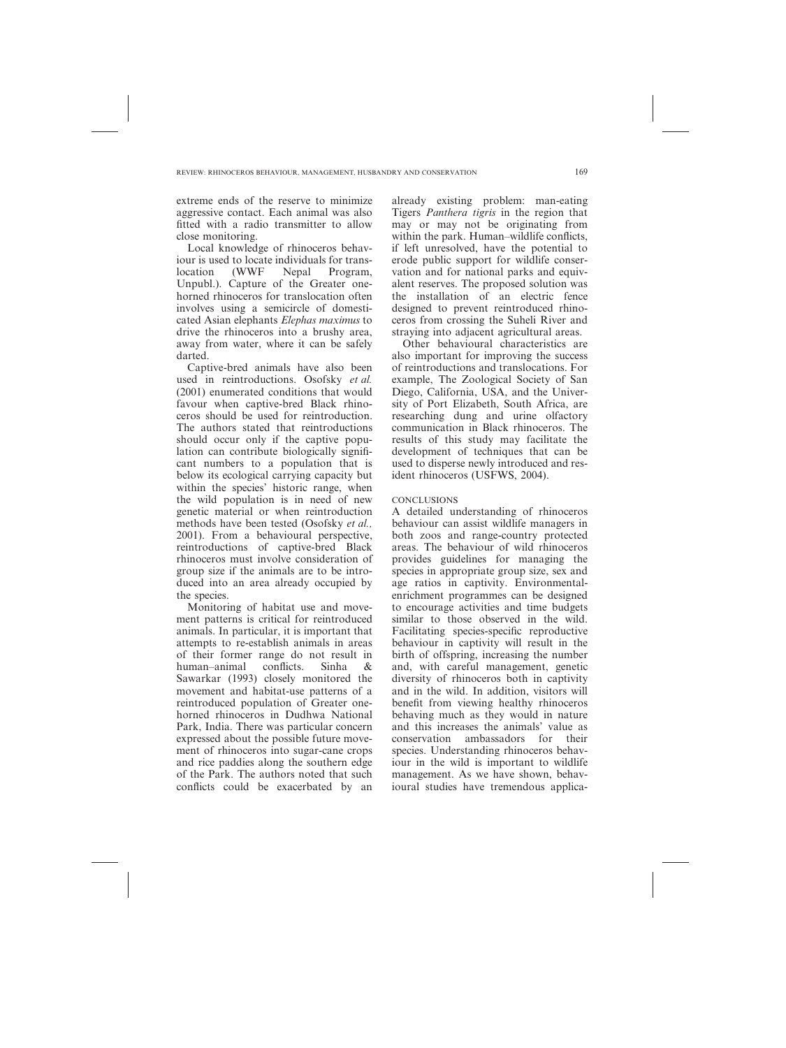extreme ends of the reserve to minimize aggressive contact. Each animal was also fitted with a radio transmitter to allow close monitoring.

Local knowledge of rhinoceros behaviour is used to locate individuals for translocation (WWF Nepal Program, Unpubl.). Capture of the Greater one-horned rhinoceros for translocation often involves using a semicircle of domesticated Asian elephants *Elephas maximus* to drive the rhinoceros into a brushy area, away from water, where it can be safely darted.

Captive-bred animals have also been used in reintroductions. Osofsky *et al.* (2001) enumerated conditions that would favour when captive-bred Black rhinoceros should be used for reintroduction. The authors stated that reintroductions should occur only if the captive population can contribute biologically significant numbers to a population that is below its ecological carrying capacity but within the species' historic range, when the wild population is in need of new genetic material or when reintroduction methods have been tested (Osofsky *et al.,* 2001). From a behavioural perspective, reintroductions of captive-bred Black rhinoceros must involve consideration of group size if the animals are to be introduced into an area already occupied by the species.

Monitoring of habitat use and movement patterns is critical for reintroduced animals. In particular, it is important that attempts to re-establish animals in areas of their former range do not result in human–animal conflicts. Sinha & Sawarkar (1993) closely monitored the movement and habitat-use patterns of a reintroduced population of Greater one-horned rhinoceros in Dudhwa National Park, India. There was particular concern expressed about the possible future movement of rhinoceros into sugar-cane crops and rice paddies along the southern edge of the Park. The authors noted that such conflicts could be exacerbated by an already existing problem: man-eating Tigers *Panthera tigris* in the region that may or may not be originating from within the park. Human–wildlife conflicts, if left unresolved, have the potential to erode public support for wildlife conservation and for national parks and equivalent reserves. The proposed solution was the installation of an electric fence designed to prevent reintroduced rhinoceros from crossing the Suheli River and straying into adjacent agricultural areas.

Other behavioural characteristics are also important for improving the success of reintroductions and translocations. For example, The Zoological Society of San Diego, California, USA, and the University of Port Elizabeth, South Africa, are researching dung and urine olfactory communication in Black rhinoceros. The results of this study may facilitate the development of techniques that can be used to disperse newly introduced and resident rhinoceros (USFWS, 2004).

## CONCLUSIONS

A detailed understanding of rhinoceros behaviour can assist wildlife managers in both zoos and range-country protected areas. The behaviour of wild rhinoceros provides guidelines for managing the species in appropriate group size, sex and age ratios in captivity. Environmental-enrichment programmes can be designed to encourage activities and time budgets similar to those observed in the wild. Facilitating species-specific reproductive behaviour in captivity will result in the birth of offspring, increasing the number and, with careful management, genetic diversity of rhinoceros both in captivity and in the wild. In addition, visitors will benefit from viewing healthy rhinoceros behaving much as they would in nature and this increases the animals' value as conservation ambassadors for their species. Understanding rhinoceros behaviour in the wild is important to wildlife management. As we have shown, behavioural studies have tremendous applica-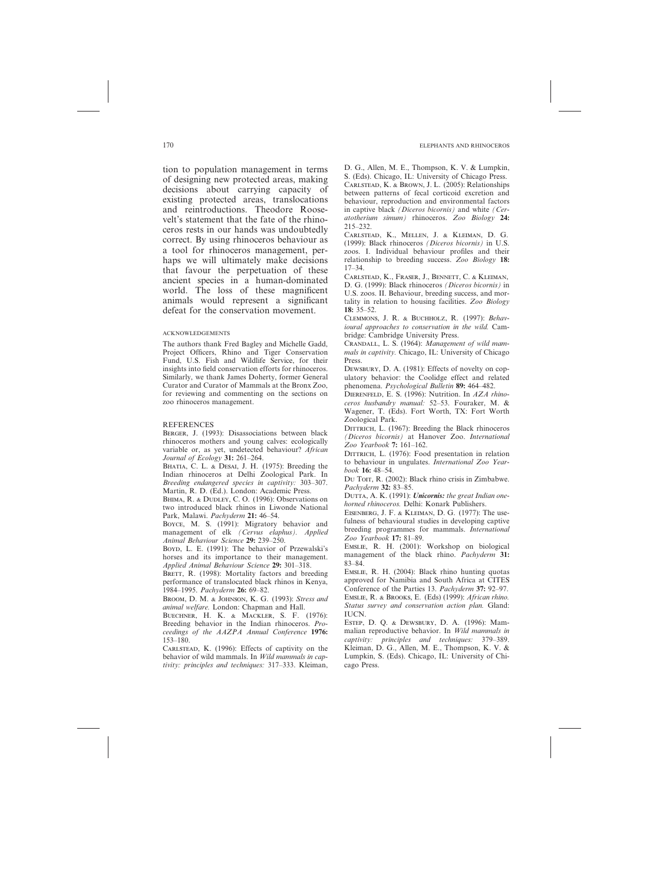tion to population management in terms of designing new protected areas, making decisions about carrying capacity of existing protected areas, translocations and reintroductions. Theodore Roosevelt's statement that the fate of the rhinoceros rests in our hands was undoubtedly correct. By using rhinoceros behaviour as a tool for rhinoceros management, perhaps we will ultimately make decisions that favour the perpetuation of these ancient species in a human-dominated world. The loss of these magnificent animals would represent a significant defeat for the conservation movement.

### ACKNOWLEDGEMENTS

The authors thank Fred Bagley and Michelle Gadd, Project Officers, Rhino and Tiger Conservation Fund, U.S. Fish and Wildlife Service, for their insights into field conservation efforts for rhinoceros. Similarly, we thank James Doherty, former General Curator and Curator of Mammals at the Bronx Zoo, for reviewing and commenting on the sections on zoo rhinoceros management.

### REFERENCES

Berger, J. (1993): Disassociations between black rhinoceros mothers and young calves: ecologically variable or, as yet, undetected behaviour? *African Journal of Ecology* **31:** 261–264.

Bhatia, C. L. & Desai, J. H. (1975): Breeding the Indian rhinoceros at Delhi Zoological Park. In *Breeding endangered species in captivity:* 303–307. Martin, R. D. (Ed.). London: Academic Press.

Bhima, R. & Dudley, C. O. (1996): Observations on two introduced black rhinos in Liwonde National Park, Malawi. *Pachyderm* **21:** 46–54.

Boyce, M. S. (1991): Migratory behavior and management of elk *(Cervus elaphus)*. *Applied Animal Behaviour Science* **29:** 239–250.

Boyd, L. E. (1991): The behavior of Przewalski's horses and its importance to their management. *Applied Animal Behaviour Science* **29:** 301–318.

Brett, R. (1998): Mortality factors and breeding performance of translocated black rhinos in Kenya, 1984–1995. *Pachyderm* **26:** 69–82.

Broom, D. M. & Johnson, K. G. (1993): *Stress and animal welfare.* London: Chapman and Hall.

Buechner, H. K. & Mackler, S. F. (1976): Breeding behavior in the Indian rhinoceros. *Proceedings of the AAZPA Annual Conference* **1976:** 153–180.

Carlstead, K. (1996): Effects of captivity on the behavior of wild mammals. In *Wild mammals in captivity: principles and techniques:* 317–333. Kleiman, D. G., Allen, M. E., Thompson, K. V. & Lumpkin, S. (Eds). Chicago, IL: University of Chicago Press.

Carlstead, K. & Brown, J. L. (2005): Relationships between patterns of fecal corticoid excretion and behaviour, reproduction and environmental factors in captive black *(Diceros bicornis)* and white *(Ceratotherium simum)* rhinoceros. *Zoo Biology* **24:** 215–232.

Carlstead, K., Mellen, J. & Kleiman, D. G. (1999): Black rhinoceros *(Diceros bicornis)* in U.S. zoos. I. Individual behaviour profiles and their relationship to breeding success. *Zoo Biology* **18:** 17–34.

Carlstead, K., Fraser, J., Bennett, C. & Kleiman, D. G. (1999): Black rhinoceros *(Diceros bicornis)* in U.S. zoos. II. Behaviour, breeding success, and mortality in relation to housing facilities. *Zoo Biology* **18:** 35–52.

Clemmons, J. R. & Buchholz, R. (1997): *Behavioural approaches to conservation in the wild.* Cambridge: Cambridge University Press.

Crandall, L. S. (1964): *Management of wild mammals in captivity.* Chicago, IL: University of Chicago Press.

Dewsbury, D. A. (1981): Effects of novelty on copulatory behavior: the Coolidge effect and related phenomena. *Psychological Bulletin* **89:** 464–482.

Dierenfeld, E. S. (1996): Nutrition. In *AZA rhinoceros husbandry manual:* 52–53. Fouraker, M. & Wagener, T. (Eds). Fort Worth, TX: Fort Worth Zoological Park.

Dittrich, L. (1967): Breeding the Black rhinoceros *(Diceros bicornis)* at Hanover Zoo. *International Zoo Yearbook* **7:** 161–162.

Dittrich, L. (1976): Food presentation in relation to behaviour in ungulates. *International Zoo Yearbook* **16:** 48–54.

Du Toit, R. (2002): Black rhino crisis in Zimbabwe. *Pachyderm* **32:** 83–85.

Dutta, A. K. (1991): ***Unicornis:*** *the great Indian one-horned rhinoceros.* Delhi: Konark Publishers.

Eisenberg, J. F. & Kleiman, D. G. (1977): The usefulness of behavioural studies in developing captive breeding programmes for mammals. *International Zoo Yearbook* **17:** 81–89.

Emslie, R. H. (2001): Workshop on biological management of the black rhino. *Pachyderm* **31:** 83–84.

Emslie, R. H. (2004): Black rhino hunting quotas approved for Namibia and South Africa at CITES Conference of the Parties 13. *Pachyderm* **37:** 92–97.

Emslie, R. & Brooks, E. (Eds) (1999): *African rhino. Status survey and conservation action plan.* Gland: IUCN.

Estep, D. Q. & Dewsbury, D. A. (1996): Mammalian reproductive behavior. In *Wild mammals in captivity: principles and techniques:* 379–389. Kleiman, D. G., Allen, M. E., Thompson, K. V. & Lumpkin, S. (Eds). Chicago, IL: University of Chicago Press.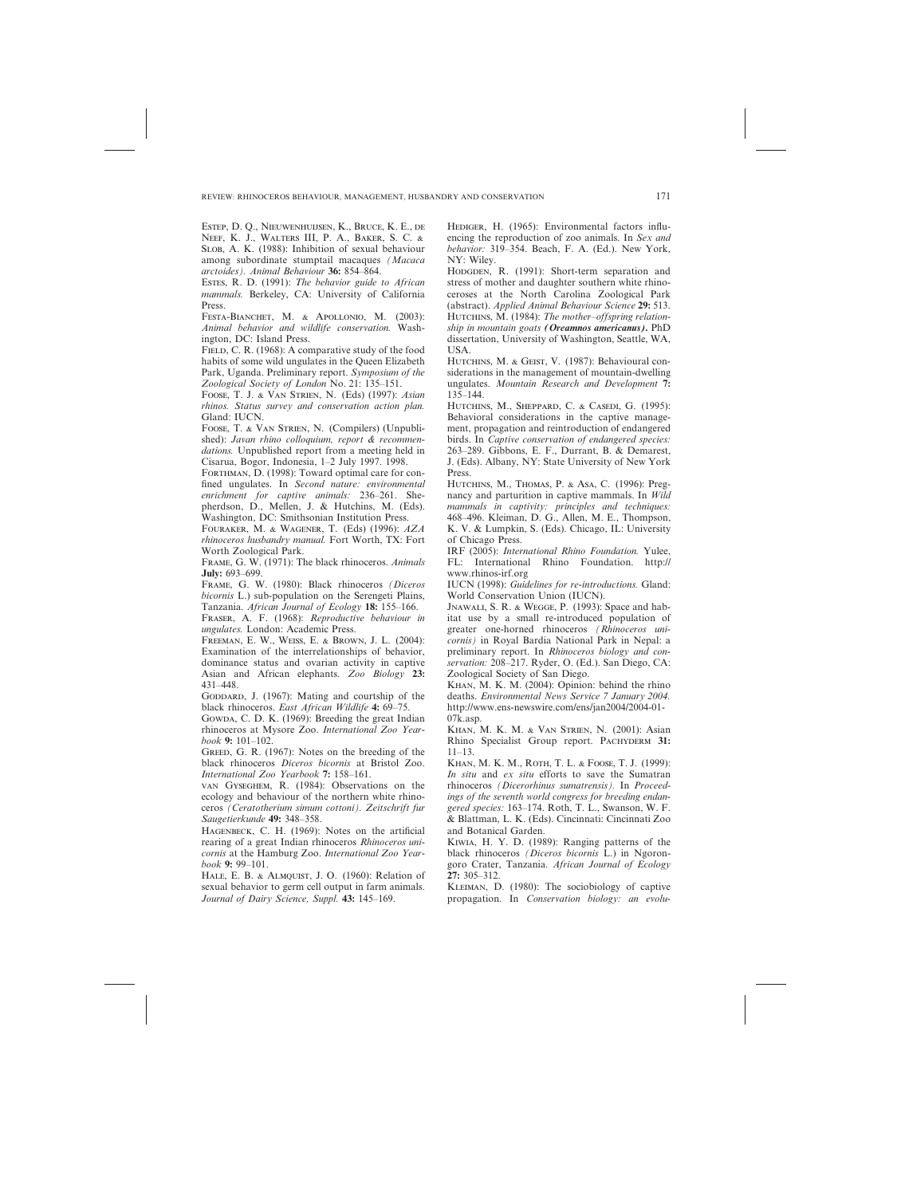Estep, D. Q., Nieuwenhuijsen, K., Bruce, K. E., de Neef, K. J., Walters III, P. A., Baker, S. C. & Slob, A. K. (1988): Inhibition of sexual behaviour among subordinate stumptail macaques *(Macaca arctoides)*. *Animal Behaviour* **36:** 854–864.

Estes, R. D. (1991): *The behavior guide to African mammals.* Berkeley, CA: University of California Press.

Festa-Bianchet, M. & Apollonio, M. (2003): *Animal behavior and wildlife conservation.* Washington, DC: Island Press.

Field, C. R. (1968): A comparative study of the food habits of some wild ungulates in the Queen Elizabeth Park, Uganda. Preliminary report. *Symposium of the Zoological Society of London* No. 21: 135–151.

Foose, T. J. & Van Strien, N. (Eds) (1997): *Asian rhinos. Status survey and conservation action plan.* Gland: IUCN.

Foose, T. & Van Strien, N. (Compilers) (Unpublished): *Javan rhino colloquium, report & recommendations.* Unpublished report from a meeting held in Cisarua, Bogor, Indonesia, 1–2 July 1997. 1998.

Forthman, D. (1998): Toward optimal care for confined ungulates. In *Second nature: environmental enrichment for captive animals:* 236–261. Shepherdson, D., Mellen, J. & Hutchins, M. (Eds). Washington, DC: Smithsonian Institution Press.

Fouraker, M. & Wagener, T. (Eds) (1996): *AZA rhinoceros husbandry manual.* Fort Worth, TX: Fort Worth Zoological Park.

Frame, G. W. (1971): The black rhinoceros. *Animals* **July:** 693–699.

Frame, G. W. (1980): Black rhinoceros *(Diceros bicornis* L.) sub-population on the Serengeti Plains, Tanzania. *African Journal of Ecology* **18:** 155–166.

Fraser, A. F. (1968): *Reproductive behaviour in ungulates.* London: Academic Press.

Freeman, E. W., Weiss, E. & Brown, J. L. (2004): Examination of the interrelationships of behavior, dominance status and ovarian activity in captive Asian and African elephants. *Zoo Biology* **23:** 431–448.

Goddard, J. (1967): Mating and courtship of the black rhinoceros. *East African Wildlife* **4:** 69–75.

Gowda, C. D. K. (1969): Breeding the great Indian rhinoceros at Mysore Zoo. *International Zoo Yearbook* **9:** 101–102.

Greed, G. R. (1967): Notes on the breeding of the black rhinoceros *Diceros bicornis* at Bristol Zoo. *International Zoo Yearbook* **7:** 158–161.

van Gyseghem, R. (1984): Observations on the ecology and behaviour of the northern white rhinoceros *(Ceratotherium simum cottoni)*. *Zeitschrift fur Saugetierkunde* **49:** 348–358.

Hagenbeck, C. H. (1969): Notes on the artificial rearing of a great Indian rhinoceros *Rhinoceros unicornis* at the Hamburg Zoo. *International Zoo Yearbook* **9:** 99–101.

Hale, E. B. & Almquist, J. O. (1960): Relation of sexual behavior to germ cell output in farm animals. *Journal of Dairy Science, Suppl.* **43:** 145–169.

Hediger, H. (1965): Environmental factors influencing the reproduction of zoo animals. In *Sex and behavior:* 319–354. Beach, F. A. (Ed.). New York, NY: Wiley.

Hodgden, R. (1991): Short-term separation and stress of mother and daughter southern white rhinoceroses at the North Carolina Zoological Park (abstract). *Applied Animal Behaviour Science* **29:** 513.

Hutchins, M. (1984): *The mother–offspring relationship in mountain goats* ***(Oreamnos americanus)*.** PhD dissertation, University of Washington, Seattle, WA, USA.

Hutchins, M. & Geist, V. (1987): Behavioural considerations in the management of mountain-dwelling ungulates. *Mountain Research and Development* **7:** 135–144.

Hutchins, M., Sheppard, C. & Casedi, G. (1995): Behavioral considerations in the captive management, propagation and reintroduction of endangered birds. In *Captive conservation of endangered species:* 263–289. Gibbons, E. F., Durrant, B. & Demarest, J. (Eds). Albany, NY: State University of New York Press.

Hutchins, M., Thomas, P. & Asa, C. (1996): Pregnancy and parturition in captive mammals. In *Wild mammals in captivity: principles and techniques:* 468–496. Kleiman, D. G., Allen, M. E., Thompson, K. V. & Lumpkin, S. (Eds). Chicago, IL: University of Chicago Press.

IRF (2005): *International Rhino Foundation.* Yulee, FL: International Rhino Foundation. http://www.rhinos-irf.org

IUCN (1998): *Guidelines for re-introductions.* Gland: World Conservation Union (IUCN).

Jnawali, S. R. & Wegge, P. (1993): Space and habitat use by a small re-introduced population of greater one-horned rhinoceros *(Rhinoceros unicornis)* in Royal Bardia National Park in Nepal: a preliminary report. In *Rhinoceros biology and conservation:* 208–217. Ryder, O. (Ed.). San Diego, CA: Zoological Society of San Diego.

Khan, M. K. M. (2004): Opinion: behind the rhino deaths. *Environmental News Service 7 January 2004.* http://www.ens-newswire.com/ens/jan2004/2004-01-07k.asp.

Khan, M. K. M. & Van Strien, N. (2001): Asian Rhino Specialist Group report. Pachyderm **31:** 11–13.

Khan, M. K. M., Roth, T. L. & Foose, T. J. (1999): *In situ* and *ex situ* efforts to save the Sumatran rhinoceros *(Dicerorhinus sumatrensis)*. In *Proceedings of the seventh world congress for breeding endangered species:* 163–174. Roth, T. L., Swanson, W. F. & Blattman, L. K. (Eds). Cincinnati: Cincinnati Zoo and Botanical Garden.

Kiwia, H. Y. D. (1989): Ranging patterns of the black rhinoceros *(Diceros bicornis* L.) in Ngorongoro Crater, Tanzania. *African Journal of Ecology* **27:** 305–312.

Kleiman, D. (1980): The sociobiology of captive propagation. In *Conservation biology: an evolu-*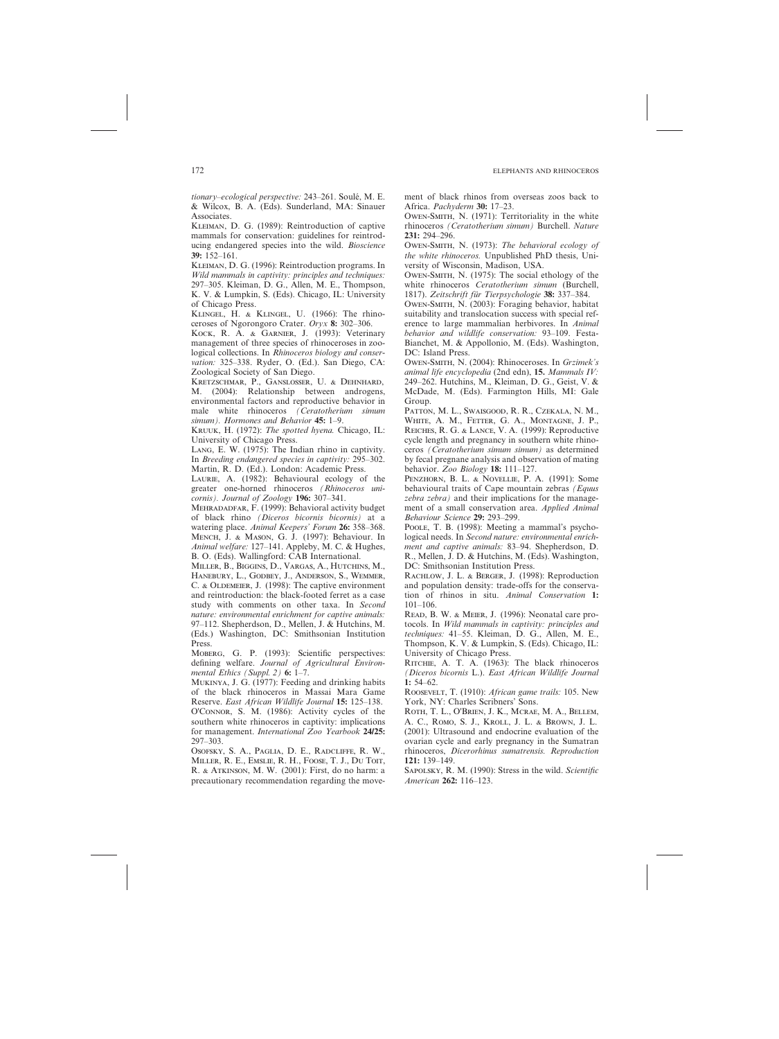*tionary–ecological perspective:* 243–261. Soulé, M. E. & Wilcox, B. A. (Eds). Sunderland, MA: Sinauer Associates.

Kleiman, D. G. (1989): Reintroduction of captive mammals for conservation: guidelines for reintroducing endangered species into the wild. *Bioscience* **39:** 152–161.

Kleiman, D. G. (1996): Reintroduction programs. In *Wild mammals in captivity: principles and techniques:* 297–305. Kleiman, D. G., Allen, M. E., Thompson, K. V. & Lumpkin, S. (Eds). Chicago, IL: University of Chicago Press.

Klingel, H. & Klingel, U. (1966): The rhinoceroses of Ngorongoro Crater. *Oryx* **8:** 302–306.

Kock, R. A. & Garnier, J. (1993): Veterinary management of three species of rhinoceroses in zoological collections. In *Rhinoceros biology and conservation:* 325–338. Ryder, O. (Ed.). San Diego, CA: Zoological Society of San Diego.

Kretzschmar, P., Ganslosser, U. & Dehnhard, M. (2004): Relationship between androgens, environmental factors and reproductive behavior in male white rhinoceros *(Ceratotherium simum simum)*. *Hormones and Behavior* **45:** 1–9.

Kruuk, H. (1972): *The spotted hyena.* Chicago, IL: University of Chicago Press.

Lang, E. W. (1975): The Indian rhino in captivity. In *Breeding endangered species in captivity:* 295–302. Martin, R. D. (Ed.). London: Academic Press.

Laurie, A. (1982): Behavioural ecology of the greater one-horned rhinoceros *(Rhinoceros unicornis)*. *Journal of Zoology* **196:** 307–341.

Mehradadfar, F. (1999): Behavioral activity budget of black rhino *(Diceros bicornis bicornis)* at a watering place. *Animal Keepers' Forum* **26:** 358–368.

Mench, J. & Mason, G. J. (1997): Behaviour. In *Animal welfare:* 127–141. Appleby, M. C. & Hughes, B. O. (Eds). Wallingford: CAB International.

Miller, B., Biggins, D., Vargas, A., Hutchins, M., Hanebury, L., Godbey, J., Anderson, S., Wemmer, C. & Oldemeier, J. (1998): The captive environment and reintroduction: the black-footed ferret as a case study with comments on other taxa. In *Second nature: environmental enrichment for captive animals:* 97–112. Shepherdson, D., Mellen, J. & Hutchins, M. (Eds.) Washington, DC: Smithsonian Institution Press.

Moberg, G. P. (1993): Scientific perspectives: defining welfare. *Journal of Agricultural Environmental Ethics (Suppl. 2)* **6:** 1–7.

Mukinya, J. G. (1977): Feeding and drinking habits of the black rhinoceros in Massai Mara Game Reserve. *East African Wildlife Journal* **15:** 125–138.

O'Connor, S. M. (1986): Activity cycles of the southern white rhinoceros in captivity: implications for management. *International Zoo Yearbook* **24/25:** 297–303.

Osofsky, S. A., Paglia, D. E., Radcliffe, R. W., Miller, R. E., Emslie, R. H., Foose, T. J., Du Toit, R. & Atkinson, M. W. (2001): First, do no harm: a precautionary recommendation regarding the movement of black rhinos from overseas zoos back to Africa. *Pachyderm* **30:** 17–23.

Owen-Smith, N. (1971): Territoriality in the white rhinoceros *(Ceratotherium simum)* Burchell. *Nature* **231:** 294–296.

Owen-Smith, N. (1973): *The behavioral ecology of the white rhinoceros.* Unpublished PhD thesis, University of Wisconsin, Madison, USA.

Owen-Smith, N. (1975): The social ethology of the white rhinoceros *Ceratotherium simum* (Burchell, 1817). *Zeitschrift für Tierpsychologie* **38:** 337–384.

Owen-Smith, N. (2003): Foraging behavior, habitat suitability and translocation success with special reference to large mammalian herbivores. In *Animal behavior and wildlife conservation:* 93–109. Festa-Bianchet, M. & Appollonio, M. (Eds). Washington, DC: Island Press.

Owen-Smith, N. (2004): Rhinoceroses. In *Grzimek's animal life encyclopedia* (2nd edn), **15.** *Mammals IV:* 249–262. Hutchins, M., Kleiman, D. G., Geist, V. & McDade, M. (Eds). Farmington Hills, MI: Gale Group.

Patton, M. L., Swaisgood, R. R., Czekala, N. M., White, A. M., Fetter, G. A., Montagne, J. P., Reiches, R. G. & Lance, V. A. (1999): Reproductive cycle length and pregnancy in southern white rhinoceros *(Ceratotherium simum simum)* as determined by fecal pregnane analysis and observation of mating behavior. *Zoo Biology* **18:** 111–127.

Penzhorn, B. L. & Novellie, P. A. (1991): Some behavioural traits of Cape mountain zebras *(Equus zebra zebra)* and their implications for the management of a small conservation area. *Applied Animal Behaviour Science* **29:** 293–299.

Poole, T. B. (1998): Meeting a mammal's psychological needs. In *Second nature: environmental enrichment and captive animals:* 83–94. Shepherdson, D. R., Mellen, J. D. & Hutchins, M. (Eds). Washington, DC: Smithsonian Institution Press.

Rachlow, J. L. & Berger, J. (1998): Reproduction and population density: trade-offs for the conservation of rhinos in situ. *Animal Conservation* **1:** 101–106.

Read, B. W. & Meier, J. (1996): Neonatal care protocols. In *Wild mammals in captivity: principles and techniques:* 41–55. Kleiman, D. G., Allen, M. E., Thompson, K. V. & Lumpkin, S. (Eds). Chicago, IL: University of Chicago Press.

Ritchie, A. T. A. (1963): The black rhinoceros *(Diceros bicornis* L.). *East African Wildlife Journal* **1:** 54–62.

Roosevelt, T. (1910): *African game trails:* 105. New York, NY: Charles Scribners' Sons.

Roth, T. L., O'Brien, J. K., Mcrae, M. A., Bellem, A. C., Romo, S. J., Kroll, J. L. & Brown, J. L. (2001): Ultrasound and endocrine evaluation of the ovarian cycle and early pregnancy in the Sumatran rhinoceros, *Dicerorhinus sumatrensis. Reproduction* **121:** 139–149.

Sapolsky, R. M. (1990): Stress in the wild. *Scientific American* **262:** 116–123.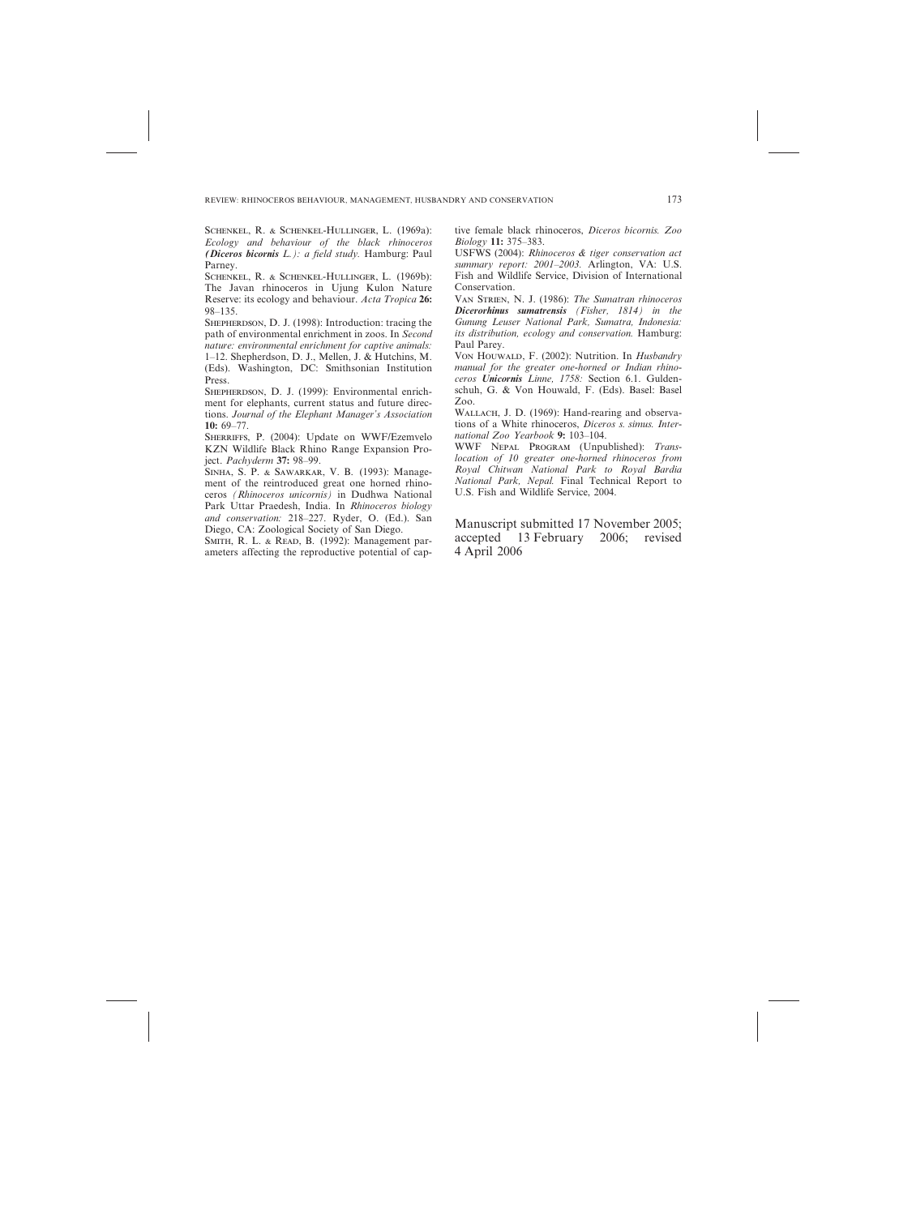Schenkel, R. & Schenkel-Hullinger, L. (1969a): *Ecology and behaviour of the black rhinoceros (**Diceros bicornis** L.): a field study.* Hamburg: Paul Parney.

Schenkel, R. & Schenkel-Hullinger, L. (1969b): The Javan rhinoceros in Ujung Kulon Nature Reserve: its ecology and behaviour. *Acta Tropica* **26:** 98–135.

Shepherdson, D. J. (1998): Introduction: tracing the path of environmental enrichment in zoos. In *Second nature: environmental enrichment for captive animals:* 1–12. Shepherdson, D. J., Mellen, J. & Hutchins, M. (Eds). Washington, DC: Smithsonian Institution Press.

Shepherdson, D. J. (1999): Environmental enrichment for elephants, current status and future directions. *Journal of the Elephant Manager's Association* **10:** 69–77.

Sherriffs, P. (2004): Update on WWF/Ezemvelo KZN Wildlife Black Rhino Range Expansion Project. *Pachyderm* **37:** 98–99.

Sinha, S. P. & Sawarkar, V. B. (1993): Management of the reintroduced great one horned rhinoceros *(Rhinoceros unicornis)* in Dudhwa National Park Uttar Praedesh, India. In *Rhinoceros biology and conservation:* 218–227. Ryder, O. (Ed.). San Diego, CA: Zoological Society of San Diego.

Smith, R. L. & Read, B. (1992): Management parameters affecting the reproductive potential of captive female black rhinoceros, *Diceros bicornis. Zoo Biology* **11:** 375–383.

USFWS (2004): *Rhinoceros & tiger conservation act summary report: 2001–2003.* Arlington, VA: U.S. Fish and Wildlife Service, Division of International Conservation.

Van Strien, N. J. (1986): *The Sumatran rhinoceros **Dicerorhinus sumatrensis** (Fisher, 1814) in the Gunung Leuser National Park, Sumatra, Indonesia: its distribution, ecology and conservation.* Hamburg: Paul Parey.

Von Houwald, F. (2002): Nutrition. In *Husbandry manual for the greater one-horned or Indian rhinoceros **Unicornis** Linne, 1758:* Section 6.1. Guldenschuh, G. & Von Houwald, F. (Eds). Basel: Basel Zoo.

Wallach, J. D. (1969): Hand-rearing and observations of a White rhinoceros, *Diceros s. simus. International Zoo Yearbook* **9:** 103–104.

WWF Nepal Program (Unpublished): *Translocation of 10 greater one-horned rhinoceros from Royal Chitwan National Park to Royal Bardia National Park, Nepal.* Final Technical Report to U.S. Fish and Wildlife Service, 2004.

Manuscript submitted 17 November 2005; accepted 13 February 2006; revised 4 April 2006